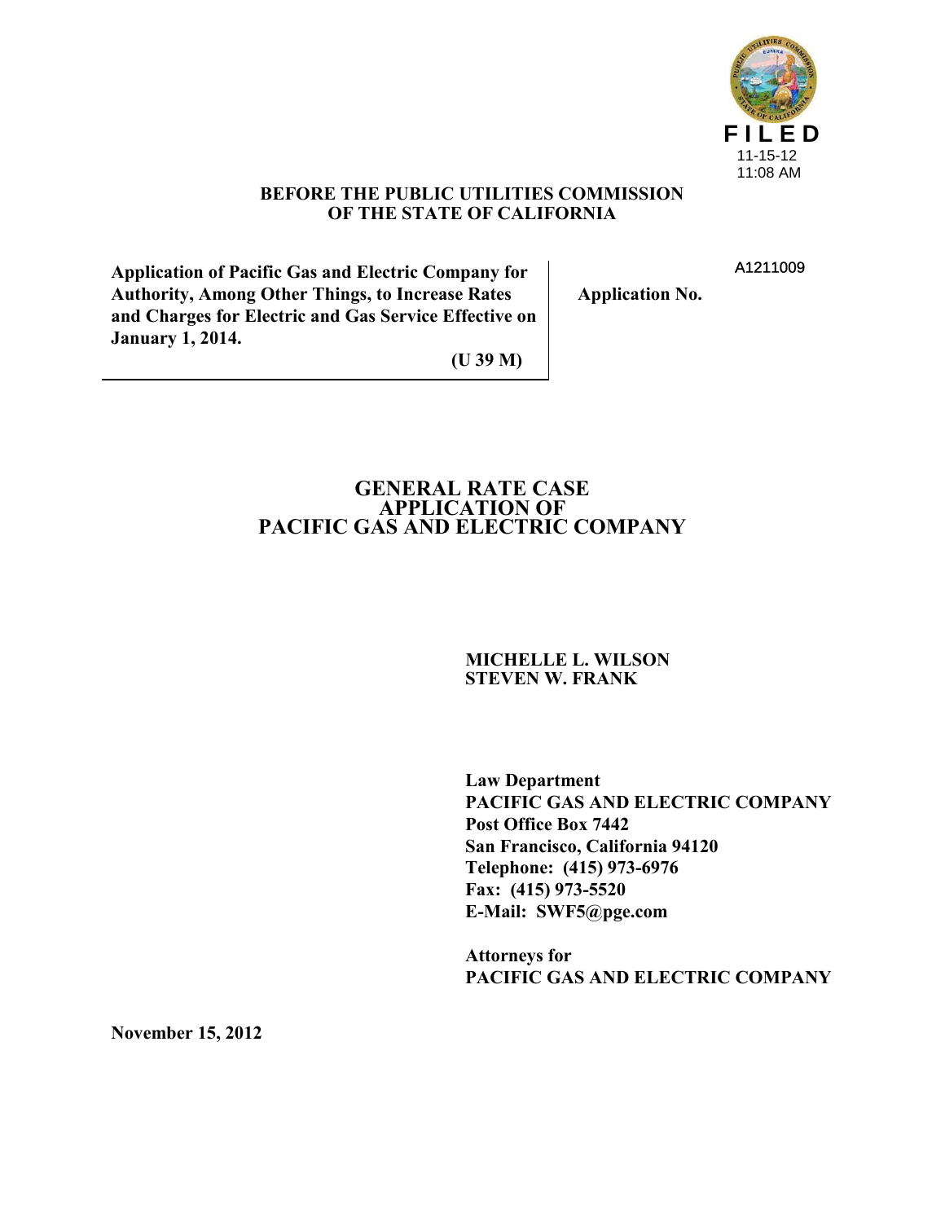FILED
11-15-12
11:08 AM

**BEFORE THE PUBLIC UTILITIES COMMISSION**
**OF THE STATE OF CALIFORNIA**

| | |
|---|---|
| **Application of Pacific Gas and Electric Company for Authority, Among Other Things, to Increase Rates and Charges for Electric and Gas Service Effective on January 1, 2014.** | A1211009 |
| **(U 39 M)** | **Application No.** |

# GENERAL RATE CASE APPLICATION OF PACIFIC GAS AND ELECTRIC COMPANY

**MICHELLE L. WILSON**
**STEVEN W. FRANK**

**Law Department**
**PACIFIC GAS AND ELECTRIC COMPANY**
**Post Office Box 7442**
**San Francisco, California 94120**
**Telephone: (415) 973-6976**
**Fax: (415) 973-5520**
**E-Mail: SWF5@pge.com**

**Attorneys for**
**PACIFIC GAS AND ELECTRIC COMPANY**

**November 15, 2012**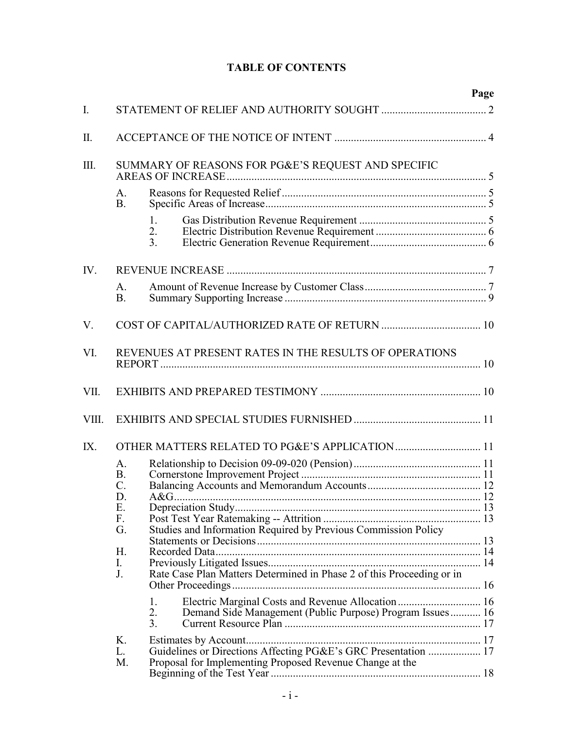# TABLE OF CONTENTS

| | | Page |
|---|---|---|
| I. | STATEMENT OF RELIEF AND AUTHORITY SOUGHT | 2 |
| II. | ACCEPTANCE OF THE NOTICE OF INTENT | 4 |
| III. | SUMMARY OF REASONS FOR PG&E'S REQUEST AND SPECIFIC AREAS OF INCREASE | 5 |
| | A. Reasons for Requested Relief | 5 |
| | B. Specific Areas of Increase | 5 |
| | 1. Gas Distribution Revenue Requirement | 5 |
| | 2. Electric Distribution Revenue Requirement | 6 |
| | 3. Electric Generation Revenue Requirement | 6 |
| IV. | REVENUE INCREASE | 7 |
| | A. Amount of Revenue Increase by Customer Class | 7 |
| | B. Summary Supporting Increase | 9 |
| V. | COST OF CAPITAL/AUTHORIZED RATE OF RETURN | 10 |
| VI. | REVENUES AT PRESENT RATES IN THE RESULTS OF OPERATIONS REPORT | 10 |
| VII. | EXHIBITS AND PREPARED TESTIMONY | 10 |
| VIII. | EXHIBITS AND SPECIAL STUDIES FURNISHED | 11 |
| IX. | OTHER MATTERS RELATED TO PG&E'S APPLICATION | 11 |
| | A. Relationship to Decision 09-09-020 (Pension) | 11 |
| | B. Cornerstone Improvement Project | 11 |
| | C. Balancing Accounts and Memorandum Accounts | 12 |
| | D. A&G | 12 |
| | E. Depreciation Study | 13 |
| | F. Post Test Year Ratemaking -- Attrition | 13 |
| | G. Studies and Information Required by Previous Commission Policy Statements or Decisions | 13 |
| | H. Recorded Data | 14 |
| | I. Previously Litigated Issues | 14 |
| | J. Rate Case Plan Matters Determined in Phase 2 of this Proceeding or in Other Proceedings | 16 |
| | 1. Electric Marginal Costs and Revenue Allocation | 16 |
| | 2. Demand Side Management (Public Purpose) Program Issues | 16 |
| | 3. Current Resource Plan | 17 |
| | K. Estimates by Account | 17 |
| | L. Guidelines or Directions Affecting PG&E's GRC Presentation | 17 |
| | M. Proposal for Implementing Proposed Revenue Change at the Beginning of the Test Year | 18 |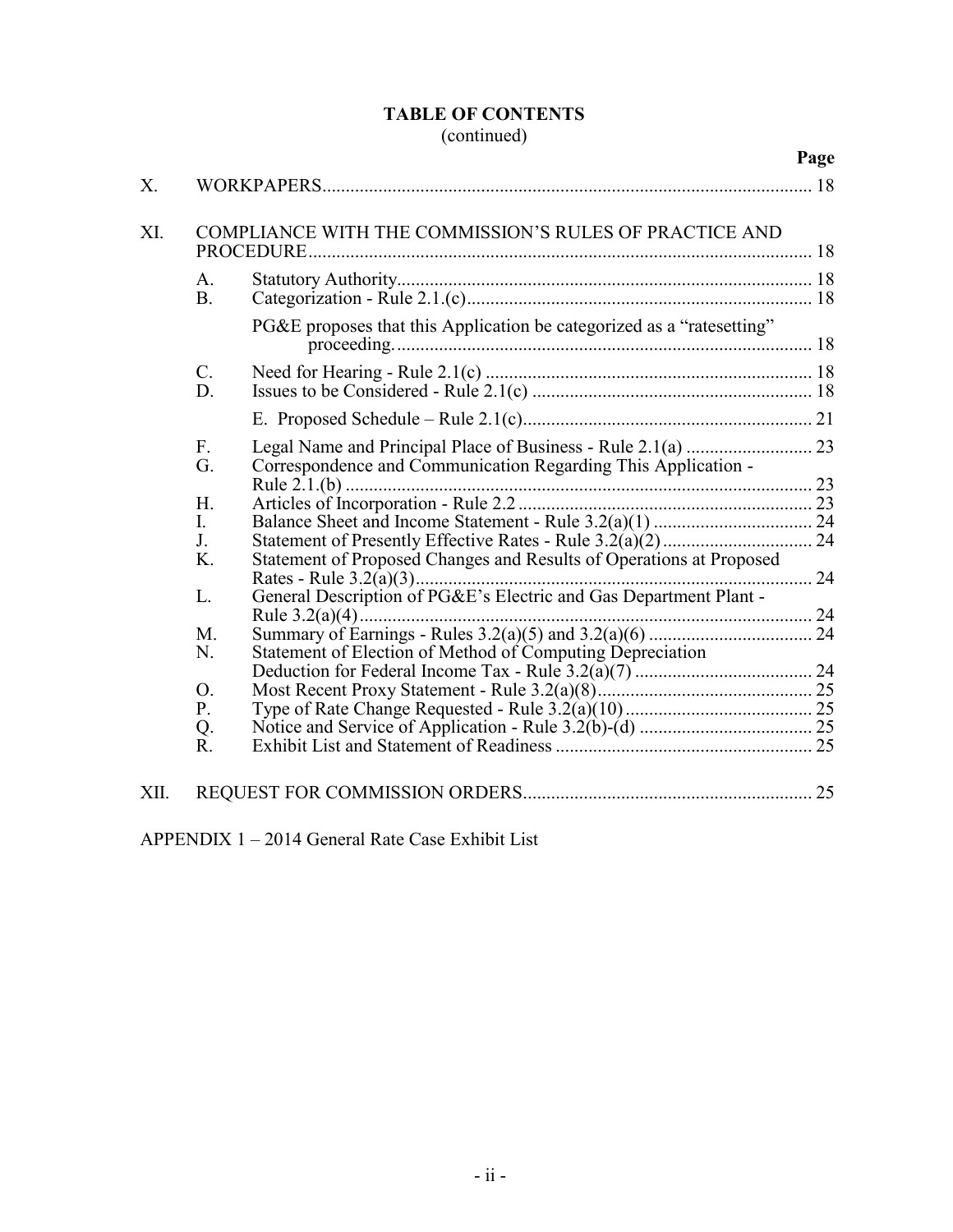**TABLE OF CONTENTS**
(continued)

| | | | Page |
|---|---|---|---|
| X. | WORKPAPERS | | 18 |
| XI. | COMPLIANCE WITH THE COMMISSION'S RULES OF PRACTICE AND PROCEDURE | | 18 |
| | A. | Statutory Authority | 18 |
| | B. | Categorization - Rule 2.1.(c) | 18 |
| | | PG&E proposes that this Application be categorized as a "ratesetting" proceeding. | 18 |
| | C. | Need for Hearing - Rule 2.1(c) | 18 |
| | D. | Issues to be Considered - Rule 2.1(c) | 18 |
| | | E. Proposed Schedule – Rule 2.1(c) | 21 |
| | F. | Legal Name and Principal Place of Business - Rule 2.1(a) | 23 |
| | G. | Correspondence and Communication Regarding This Application - Rule 2.1.(b) | 23 |
| | H. | Articles of Incorporation - Rule 2.2 | 23 |
| | I. | Balance Sheet and Income Statement - Rule 3.2(a)(1) | 24 |
| | J. | Statement of Presently Effective Rates - Rule 3.2(a)(2) | 24 |
| | K. | Statement of Proposed Changes and Results of Operations at Proposed Rates - Rule 3.2(a)(3) | 24 |
| | L. | General Description of PG&E's Electric and Gas Department Plant - Rule 3.2(a)(4) | 24 |
| | M. | Summary of Earnings - Rules 3.2(a)(5) and 3.2(a)(6) | 24 |
| | N. | Statement of Election of Method of Computing Depreciation Deduction for Federal Income Tax - Rule 3.2(a)(7) | 24 |
| | O. | Most Recent Proxy Statement - Rule 3.2(a)(8) | 25 |
| | P. | Type of Rate Change Requested - Rule 3.2(a)(10) | 25 |
| | Q. | Notice and Service of Application - Rule 3.2(b)-(d) | 25 |
| | R. | Exhibit List and Statement of Readiness | 25 |
| XII. | REQUEST FOR COMMISSION ORDERS | | 25 |

APPENDIX 1 – 2014 General Rate Case Exhibit List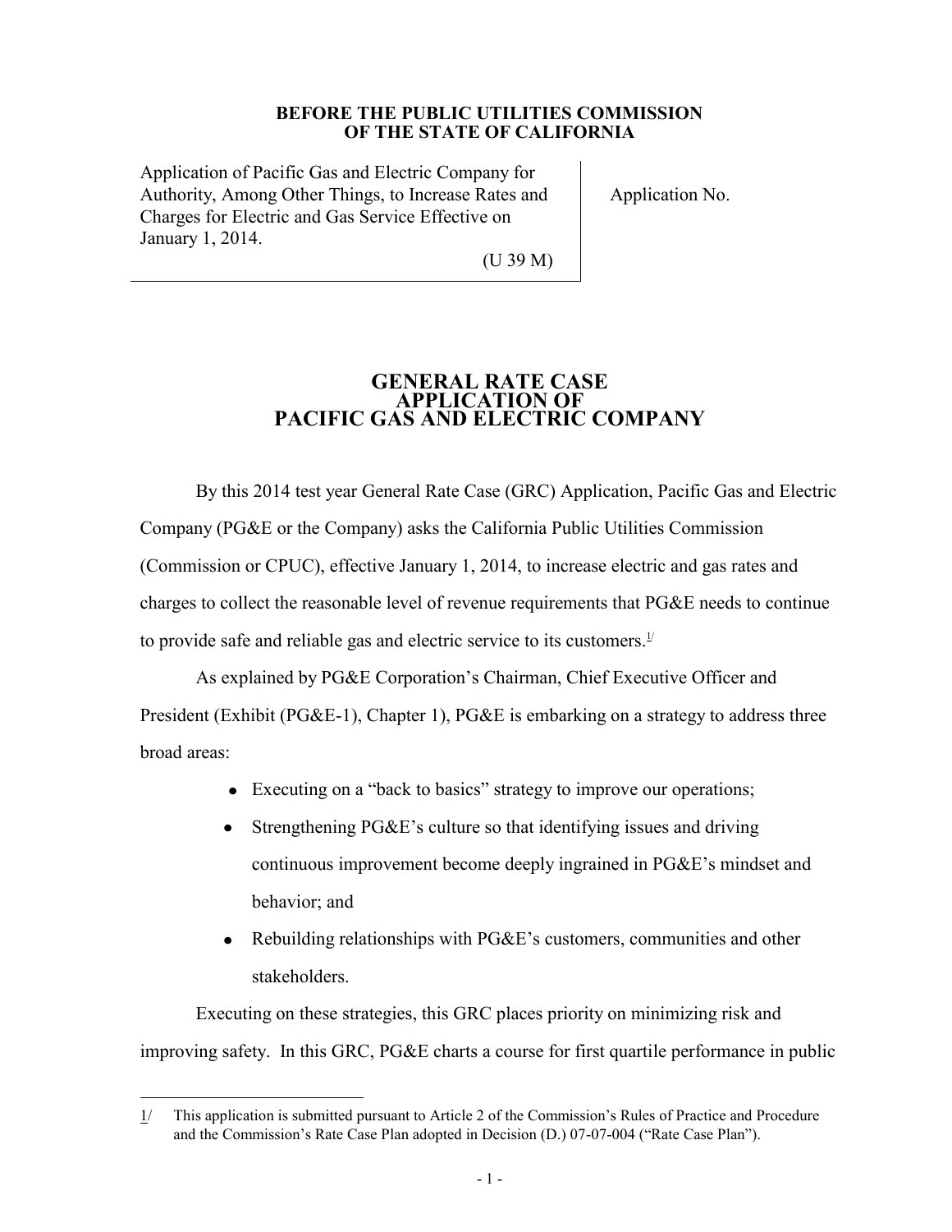**BEFORE THE PUBLIC UTILITIES COMMISSION OF THE STATE OF CALIFORNIA**

| Application of Pacific Gas and Electric Company for Authority, Among Other Things, to Increase Rates and Charges for Electric and Gas Service Effective on January 1, 2014. (U 39 M) | Application No. |
|---|---|

# GENERAL RATE CASE APPLICATION OF PACIFIC GAS AND ELECTRIC COMPANY

By this 2014 test year General Rate Case (GRC) Application, Pacific Gas and Electric Company (PG&E or the Company) asks the California Public Utilities Commission (Commission or CPUC), effective January 1, 2014, to increase electric and gas rates and charges to collect the reasonable level of revenue requirements that PG&E needs to continue to provide safe and reliable gas and electric service to its customers.[1/]

As explained by PG&E Corporation's Chairman, Chief Executive Officer and President (Exhibit (PG&E-1), Chapter 1), PG&E is embarking on a strategy to address three broad areas:

- Executing on a "back to basics" strategy to improve our operations;
- Strengthening PG&E's culture so that identifying issues and driving continuous improvement become deeply ingrained in PG&E's mindset and behavior; and
- Rebuilding relationships with PG&E's customers, communities and other stakeholders.

Executing on these strategies, this GRC places priority on minimizing risk and improving safety. In this GRC, PG&E charts a course for first quartile performance in public

---

1/ This application is submitted pursuant to Article 2 of the Commission's Rules of Practice and Procedure and the Commission's Rate Case Plan adopted in Decision (D.) 07-07-004 ("Rate Case Plan").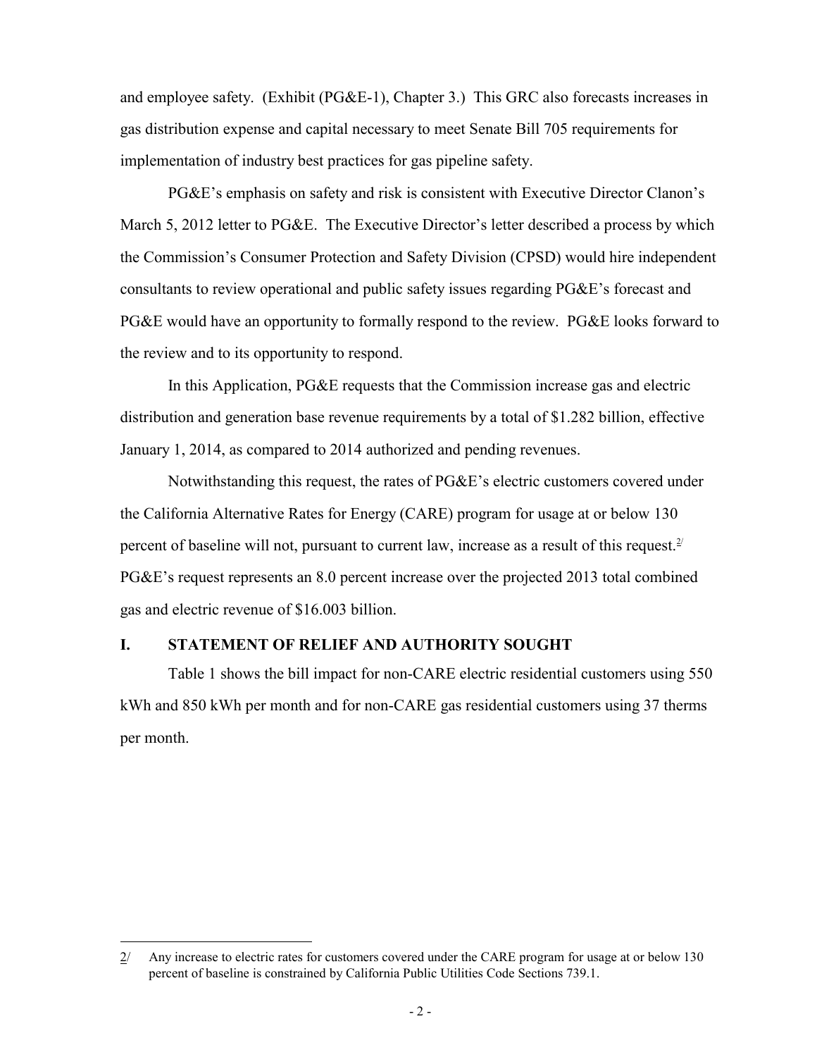and employee safety. (Exhibit (PG&E-1), Chapter 3.) This GRC also forecasts increases in gas distribution expense and capital necessary to meet Senate Bill 705 requirements for implementation of industry best practices for gas pipeline safety.

PG&E's emphasis on safety and risk is consistent with Executive Director Clanon's March 5, 2012 letter to PG&E. The Executive Director's letter described a process by which the Commission's Consumer Protection and Safety Division (CPSD) would hire independent consultants to review operational and public safety issues regarding PG&E's forecast and PG&E would have an opportunity to formally respond to the review. PG&E looks forward to the review and to its opportunity to respond.

In this Application, PG&E requests that the Commission increase gas and electric distribution and generation base revenue requirements by a total of $1.282 billion, effective January 1, 2014, as compared to 2014 authorized and pending revenues.

Notwithstanding this request, the rates of PG&E's electric customers covered under the California Alternative Rates for Energy (CARE) program for usage at or below 130 percent of baseline will not, pursuant to current law, increase as a result of this request.[2/] PG&E's request represents an 8.0 percent increase over the projected 2013 total combined gas and electric revenue of $16.003 billion.

## I. STATEMENT OF RELIEF AND AUTHORITY SOUGHT

Table 1 shows the bill impact for non-CARE electric residential customers using 550 kWh and 850 kWh per month and for non-CARE gas residential customers using 37 therms per month.

---

2/ Any increase to electric rates for customers covered under the CARE program for usage at or below 130 percent of baseline is constrained by California Public Utilities Code Sections 739.1.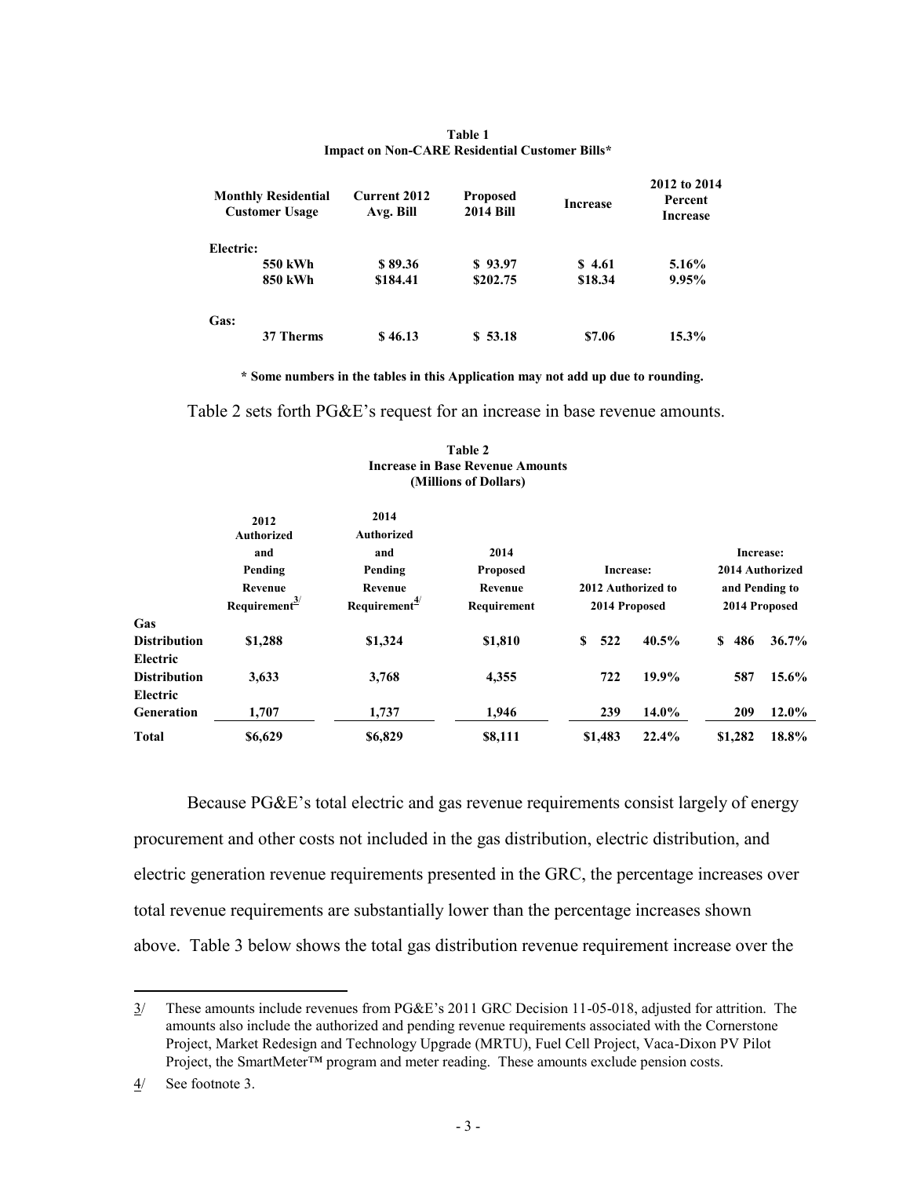**Table 1**
**Impact on Non-CARE Residential Customer Bills***

| Monthly Residential Customer Usage | Current 2012 Avg. Bill | Proposed 2014 Bill | Increase | 2012 to 2014 Percent Increase |
|---|---|---|---|---|
| **Electric:** | | | | |
| **550 kWh** | **$ 89.36** | **$ 93.97** | **$ 4.61** | **5.16%** |
| **850 kWh** | **$184.41** | **$202.75** | **$18.34** | **9.95%** |
| **Gas:** | | | | |
| **37 Therms** | **$ 46.13** | **$ 53.18** | **$7.06** | **15.3%** |

**\* Some numbers in the tables in this Application may not add up due to rounding.**

Table 2 sets forth PG&E's request for an increase in base revenue amounts.

**Table 2**
**Increase in Base Revenue Amounts**
**(Millions of Dollars)**

| | 2012 Authorized and Pending Revenue Requirement[3/] | 2014 Authorized and Pending Revenue Requirement[4/] | 2014 Proposed Revenue Requirement | Increase: 2012 Authorized to 2014 Proposed | | Increase: 2014 Authorized and Pending to 2014 Proposed | |
|---|---|---|---|---|---|---|---|
| **Gas Distribution** | **$1,288** | **$1,324** | **$1,810** | **$ 522** | **40.5%** | **$ 486** | **36.7%** |
| **Electric Distribution** | **3,633** | **3,768** | **4,355** | **722** | **19.9%** | **587** | **15.6%** |
| **Electric Generation** | **1,707** | **1,737** | **1,946** | **239** | **14.0%** | **209** | **12.0%** |
| **Total** | **$6,629** | **$6,829** | **$8,111** | **$1,483** | **22.4%** | **$1,282** | **18.8%** |

Because PG&E's total electric and gas revenue requirements consist largely of energy procurement and other costs not included in the gas distribution, electric distribution, and electric generation revenue requirements presented in the GRC, the percentage increases over total revenue requirements are substantially lower than the percentage increases shown above. Table 3 below shows the total gas distribution revenue requirement increase over the

---

3/ These amounts include revenues from PG&E's 2011 GRC Decision 11-05-018, adjusted for attrition. The amounts also include the authorized and pending revenue requirements associated with the Cornerstone Project, Market Redesign and Technology Upgrade (MRTU), Fuel Cell Project, Vaca-Dixon PV Pilot Project, the SmartMeter™ program and meter reading. These amounts exclude pension costs.

4/ See footnote 3.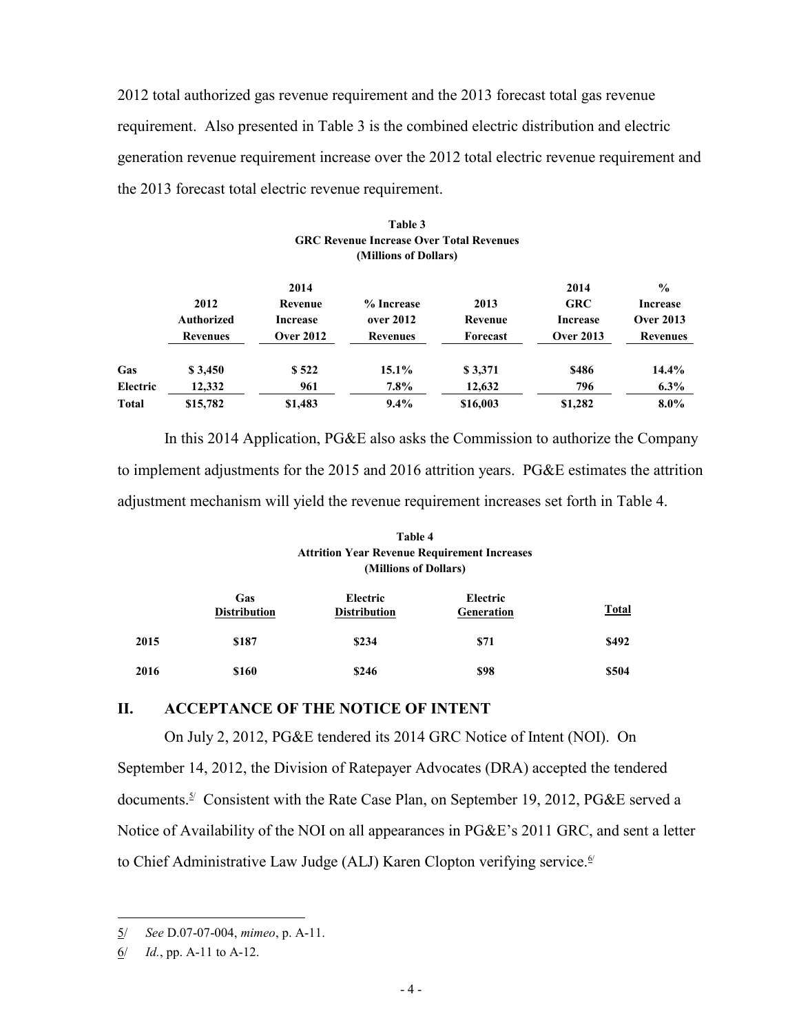2012 total authorized gas revenue requirement and the 2013 forecast total gas revenue requirement. Also presented in Table 3 is the combined electric distribution and electric generation revenue requirement increase over the 2012 total electric revenue requirement and the 2013 forecast total electric revenue requirement.

**Table 3**
**GRC Revenue Increase Over Total Revenues**
**(Millions of Dollars)**

| | 2012 Authorized Revenues | 2014 Revenue Increase Over 2012 | % Increase over 2012 Revenues | 2013 Revenue Forecast | 2014 GRC Increase Over 2013 | % Increase Over 2013 Revenues |
|---|---|---|---|---|---|---|
| **Gas** | **$ 3,450** | **$ 522** | **15.1%** | **$ 3,371** | **$486** | **14.4%** |
| **Electric** | **12,332** | **961** | **7.8%** | **12,632** | **796** | **6.3%** |
| **Total** | **$15,782** | **$1,483** | **9.4%** | **$16,003** | **$1,282** | **8.0%** |

In this 2014 Application, PG&E also asks the Commission to authorize the Company to implement adjustments for the 2015 and 2016 attrition years. PG&E estimates the attrition adjustment mechanism will yield the revenue requirement increases set forth in Table 4.

**Table 4**
**Attrition Year Revenue Requirement Increases**
**(Millions of Dollars)**

| | Gas Distribution | Electric Distribution | Electric Generation | Total |
|---|---|---|---|---|
| **2015** | **$187** | **$234** | **$71** | **$492** |
| **2016** | **$160** | **$246** | **$98** | **$504** |

## II. ACCEPTANCE OF THE NOTICE OF INTENT

On July 2, 2012, PG&E tendered its 2014 GRC Notice of Intent (NOI). On September 14, 2012, the Division of Ratepayer Advocates (DRA) accepted the tendered documents.[5] Consistent with the Rate Case Plan, on September 19, 2012, PG&E served a Notice of Availability of the NOI on all appearances in PG&E's 2011 GRC, and sent a letter to Chief Administrative Law Judge (ALJ) Karen Clopton verifying service.[6]

---

5/ *See* D.07-07-004, *mimeo*, p. A-11.

6/ *Id.*, pp. A-11 to A-12.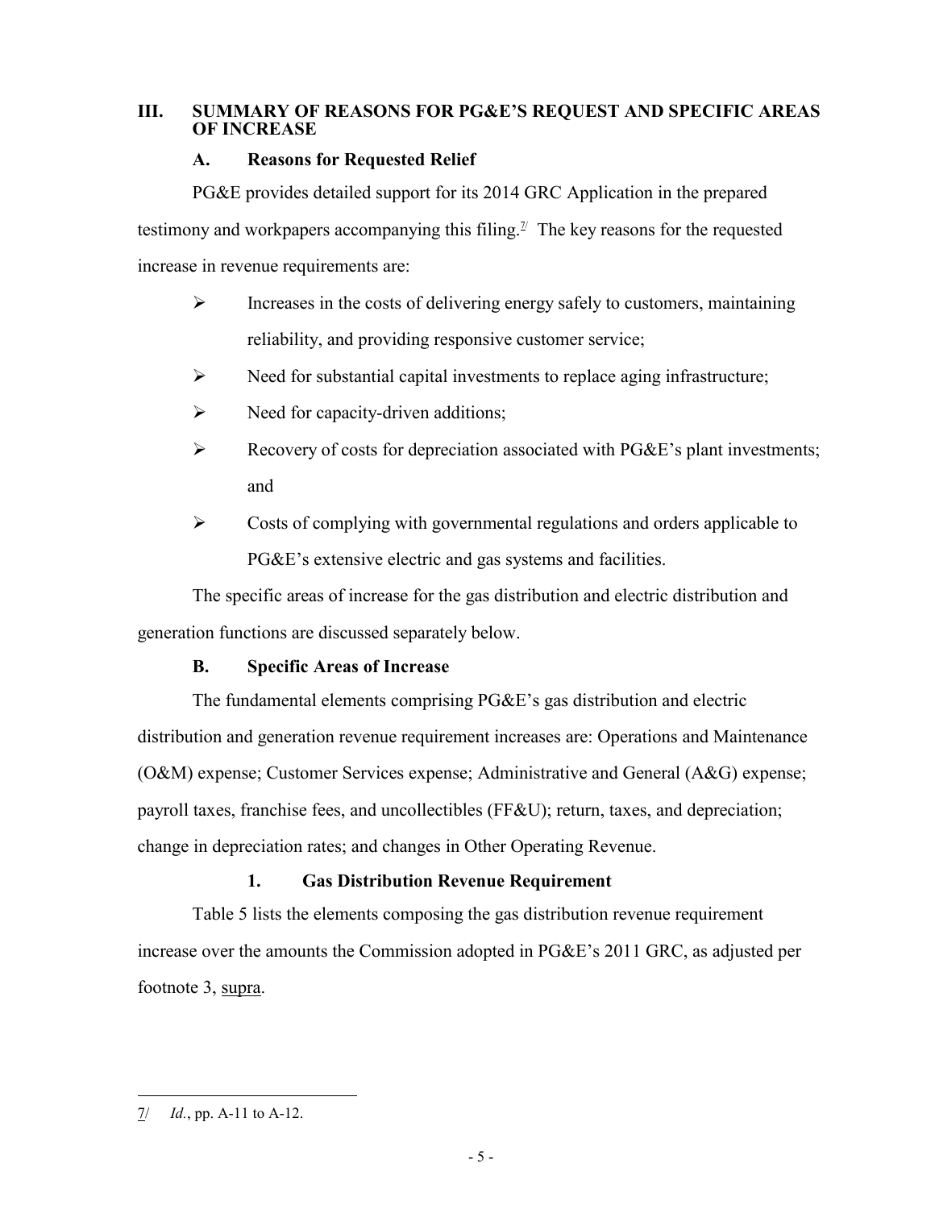## III. SUMMARY OF REASONS FOR PG&E'S REQUEST AND SPECIFIC AREAS OF INCREASE

### A. Reasons for Requested Relief

PG&E provides detailed support for its 2014 GRC Application in the prepared testimony and workpapers accompanying this filing.[7] The key reasons for the requested increase in revenue requirements are:

- Increases in the costs of delivering energy safely to customers, maintaining reliability, and providing responsive customer service;
- Need for substantial capital investments to replace aging infrastructure;
- Need for capacity-driven additions;
- Recovery of costs for depreciation associated with PG&E's plant investments; and
- Costs of complying with governmental regulations and orders applicable to PG&E's extensive electric and gas systems and facilities.

The specific areas of increase for the gas distribution and electric distribution and generation functions are discussed separately below.

### B. Specific Areas of Increase

The fundamental elements comprising PG&E's gas distribution and electric distribution and generation revenue requirement increases are: Operations and Maintenance (O&M) expense; Customer Services expense; Administrative and General (A&G) expense; payroll taxes, franchise fees, and uncollectibles (FF&U); return, taxes, and depreciation; change in depreciation rates; and changes in Other Operating Revenue.

#### 1. Gas Distribution Revenue Requirement

Table 5 lists the elements composing the gas distribution revenue requirement increase over the amounts the Commission adopted in PG&E's 2011 GRC, as adjusted per footnote 3, supra.

---

7/ *Id.*, pp. A-11 to A-12.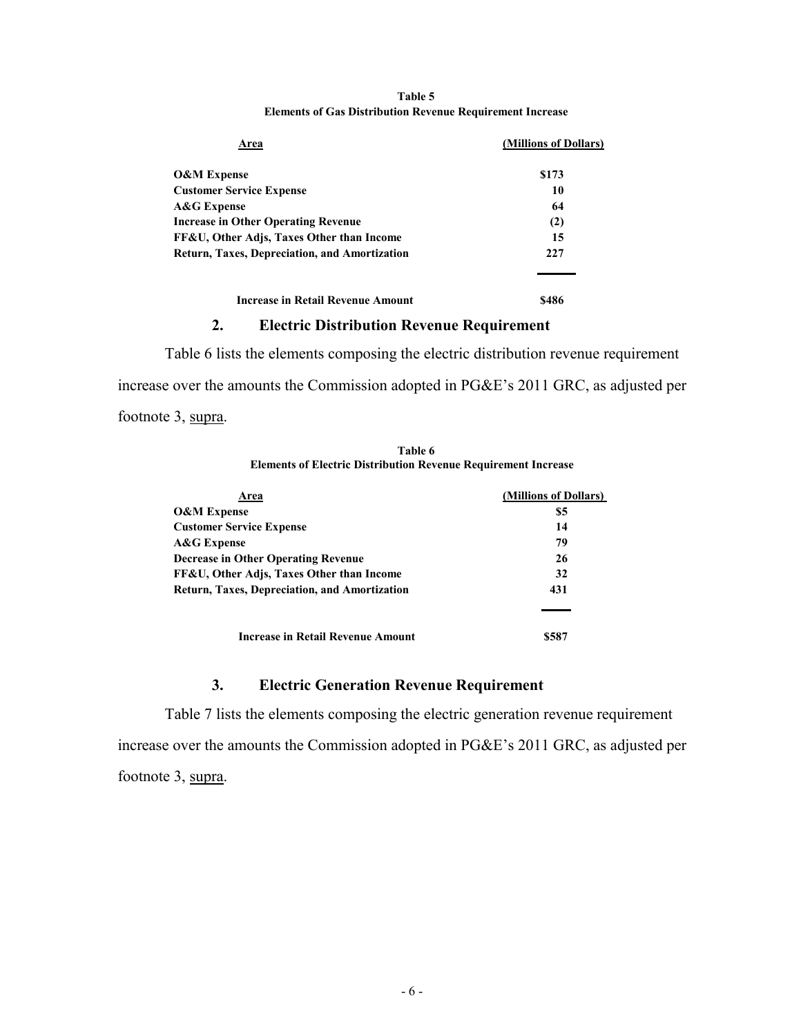**Table 5**
**Elements of Gas Distribution Revenue Requirement Increase**

| Area | (Millions of Dollars) |
|---|---|
| **O&M Expense** | **$173** |
| **Customer Service Expense** | **10** |
| **A&G Expense** | **64** |
| **Increase in Other Operating Revenue** | **(2)** |
| **FF&U, Other Adjs, Taxes Other than Income** | **15** |
| **Return, Taxes, Depreciation, and Amortization** | **227** |
| **Increase in Retail Revenue Amount** | **$486** |

### 2. Electric Distribution Revenue Requirement

Table 6 lists the elements composing the electric distribution revenue requirement increase over the amounts the Commission adopted in PG&E's 2011 GRC, as adjusted per footnote 3, supra.

**Table 6**
**Elements of Electric Distribution Revenue Requirement Increase**

| Area | (Millions of Dollars) |
|---|---|
| **O&M Expense** | **$5** |
| **Customer Service Expense** | **14** |
| **A&G Expense** | **79** |
| **Decrease in Other Operating Revenue** | **26** |
| **FF&U, Other Adjs, Taxes Other than Income** | **32** |
| **Return, Taxes, Depreciation, and Amortization** | **431** |
| **Increase in Retail Revenue Amount** | **$587** |

### 3. Electric Generation Revenue Requirement

Table 7 lists the elements composing the electric generation revenue requirement increase over the amounts the Commission adopted in PG&E's 2011 GRC, as adjusted per footnote 3, supra.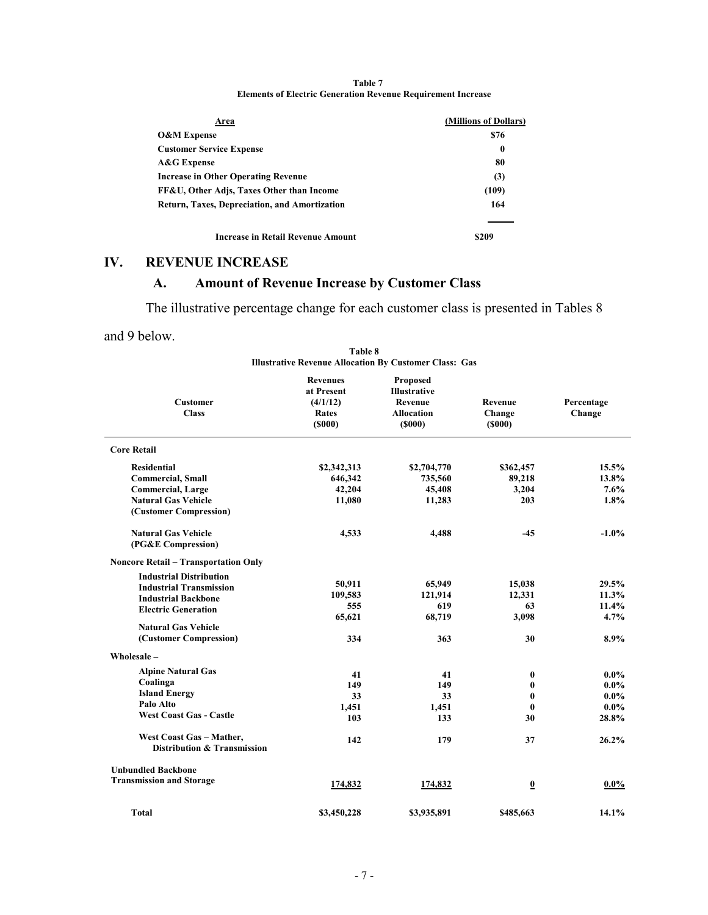**Table 7**
**Elements of Electric Generation Revenue Requirement Increase**

| Area | (Millions of Dollars) |
|---|---|
| **O&M Expense** | **$76** |
| **Customer Service Expense** | **0** |
| **A&G Expense** | **80** |
| **Increase in Other Operating Revenue** | **(3)** |
| **FF&U, Other Adjs, Taxes Other than Income** | **(109)** |
| **Return, Taxes, Depreciation, and Amortization** | **164** |
| **Increase in Retail Revenue Amount** | **$209** |

# IV. REVENUE INCREASE

## A. Amount of Revenue Increase by Customer Class

The illustrative percentage change for each customer class is presented in Tables 8 and 9 below.

**Table 8**
**Illustrative Revenue Allocation By Customer Class: Gas**

| Customer Class | Revenues at Present (4/1/12) Rates ($000) | Proposed Illustrative Revenue Allocation ($000) | Revenue Change ($000) | Percentage Change |
|---|---|---|---|---|
| **Core Retail** | | | | |
| **Residential** | **$2,342,313** | **$2,704,770** | **$362,457** | **15.5%** |
| **Commercial, Small** | **646,342** | **735,560** | **89,218** | **13.8%** |
| **Commercial, Large** | **42,204** | **45,408** | **3,204** | **7.6%** |
| **Natural Gas Vehicle (Customer Compression)** | **11,080** | **11,283** | **203** | **1.8%** |
| **Natural Gas Vehicle (PG&E Compression)** | **4,533** | **4,488** | **-45** | **-1.0%** |
| **Noncore Retail – Transportation Only** | | | | |
| **Industrial Distribution** | **50,911** | **65,949** | **15,038** | **29.5%** |
| **Industrial Transmission** | **109,583** | **121,914** | **12,331** | **11.3%** |
| **Industrial Backbone** | **555** | **619** | **63** | **11.4%** |
| **Electric Generation** | **65,621** | **68,719** | **3,098** | **4.7%** |
| **Natural Gas Vehicle (Customer Compression)** | **334** | **363** | **30** | **8.9%** |
| **Wholesale –** | | | | |
| **Alpine Natural Gas** | **41** | **41** | **0** | **0.0%** |
| **Coalinga** | **149** | **149** | **0** | **0.0%** |
| **Island Energy** | **33** | **33** | **0** | **0.0%** |
| **Palo Alto** | **1,451** | **1,451** | **0** | **0.0%** |
| **West Coast Gas - Castle** | **103** | **133** | **30** | **28.8%** |
| **West Coast Gas – Mather, Distribution & Transmission** | **142** | **179** | **37** | **26.2%** |
| **Unbundled Backbone Transmission and Storage** | **174,832** | **174,832** | **0** | **0.0%** |
| **Total** | **$3,450,228** | **$3,935,891** | **$485,663** | **14.1%** |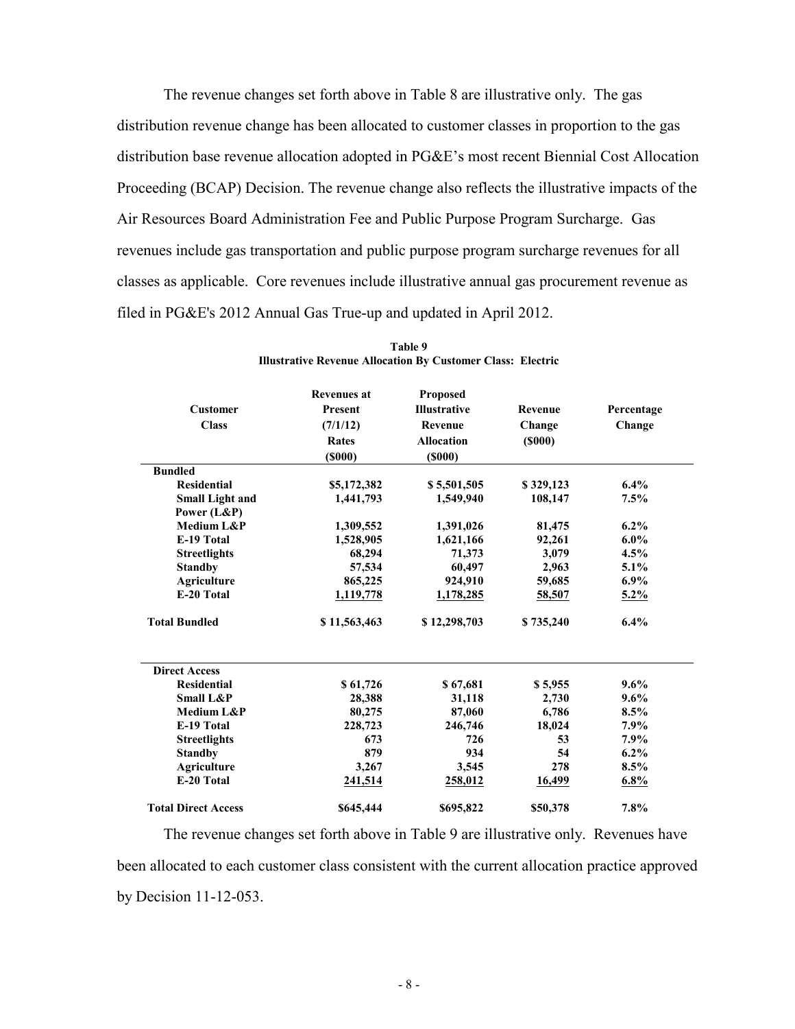The revenue changes set forth above in Table 8 are illustrative only. The gas distribution revenue change has been allocated to customer classes in proportion to the gas distribution base revenue allocation adopted in PG&E's most recent Biennial Cost Allocation Proceeding (BCAP) Decision. The revenue change also reflects the illustrative impacts of the Air Resources Board Administration Fee and Public Purpose Program Surcharge. Gas revenues include gas transportation and public purpose program surcharge revenues for all classes as applicable. Core revenues include illustrative annual gas procurement revenue as filed in PG&E's 2012 Annual Gas True-up and updated in April 2012.

**Table 9**
**Illustrative Revenue Allocation By Customer Class: Electric**

| Customer Class | Revenues at Present (7/1/12) Rates ($000) | Proposed Illustrative Revenue Allocation ($000) | Revenue Change ($000) | Percentage Change |
|---|---|---|---|---|
| **Bundled** | | | | |
| **Residential** | **$5,172,382** | **$ 5,501,505** | **$ 329,123** | **6.4%** |
| **Small Light and Power (L&P)** | **1,441,793** | **1,549,940** | **108,147** | **7.5%** |
| **Medium L&P** | **1,309,552** | **1,391,026** | **81,475** | **6.2%** |
| **E-19 Total** | **1,528,905** | **1,621,166** | **92,261** | **6.0%** |
| **Streetlights** | **68,294** | **71,373** | **3,079** | **4.5%** |
| **Standby** | **57,534** | **60,497** | **2,963** | **5.1%** |
| **Agriculture** | **865,225** | **924,910** | **59,685** | **6.9%** |
| **E-20 Total** | **1,119,778** | **1,178,285** | **58,507** | **5.2%** |
| **Total Bundled** | **$ 11,563,463** | **$ 12,298,703** | **$ 735,240** | **6.4%** |
| **Direct Access** | | | | |
| **Residential** | **$ 61,726** | **$ 67,681** | **$ 5,955** | **9.6%** |
| **Small L&P** | **28,388** | **31,118** | **2,730** | **9.6%** |
| **Medium L&P** | **80,275** | **87,060** | **6,786** | **8.5%** |
| **E-19 Total** | **228,723** | **246,746** | **18,024** | **7.9%** |
| **Streetlights** | **673** | **726** | **53** | **7.9%** |
| **Standby** | **879** | **934** | **54** | **6.2%** |
| **Agriculture** | **3,267** | **3,545** | **278** | **8.5%** |
| **E-20 Total** | **241,514** | **258,012** | **16,499** | **6.8%** |
| **Total Direct Access** | **$645,444** | **$695,822** | **$50,378** | **7.8%** |

The revenue changes set forth above in Table 9 are illustrative only. Revenues have been allocated to each customer class consistent with the current allocation practice approved by Decision 11-12-053.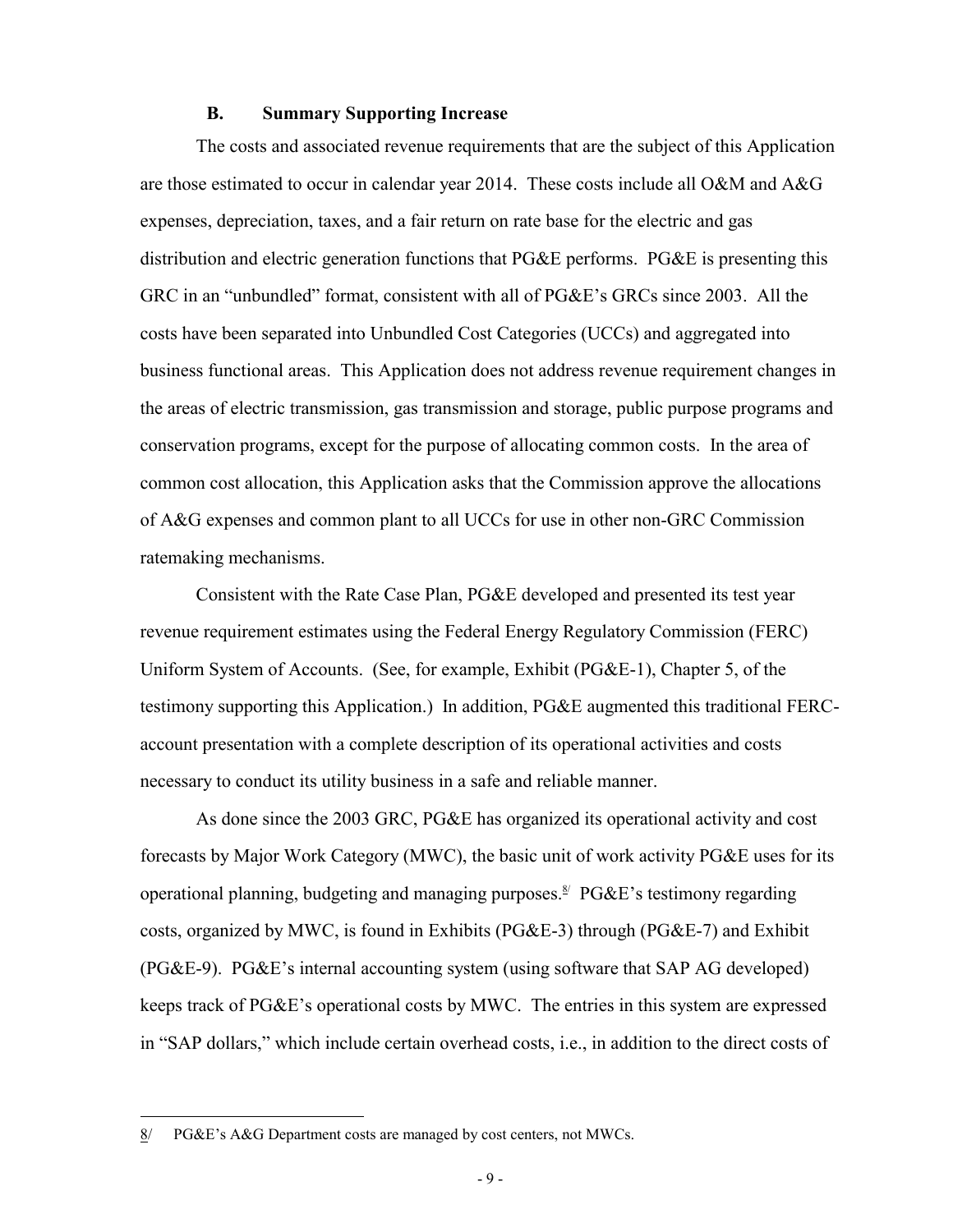### B. Summary Supporting Increase

The costs and associated revenue requirements that are the subject of this Application are those estimated to occur in calendar year 2014. These costs include all O&M and A&G expenses, depreciation, taxes, and a fair return on rate base for the electric and gas distribution and electric generation functions that PG&E performs. PG&E is presenting this GRC in an "unbundled" format, consistent with all of PG&E's GRCs since 2003. All the costs have been separated into Unbundled Cost Categories (UCCs) and aggregated into business functional areas. This Application does not address revenue requirement changes in the areas of electric transmission, gas transmission and storage, public purpose programs and conservation programs, except for the purpose of allocating common costs. In the area of common cost allocation, this Application asks that the Commission approve the allocations of A&G expenses and common plant to all UCCs for use in other non-GRC Commission ratemaking mechanisms.

Consistent with the Rate Case Plan, PG&E developed and presented its test year revenue requirement estimates using the Federal Energy Regulatory Commission (FERC) Uniform System of Accounts. (See, for example, Exhibit (PG&E-1), Chapter 5, of the testimony supporting this Application.) In addition, PG&E augmented this traditional FERC-account presentation with a complete description of its operational activities and costs necessary to conduct its utility business in a safe and reliable manner.

As done since the 2003 GRC, PG&E has organized its operational activity and cost forecasts by Major Work Category (MWC), the basic unit of work activity PG&E uses for its operational planning, budgeting and managing purposes.[8] PG&E's testimony regarding costs, organized by MWC, is found in Exhibits (PG&E-3) through (PG&E-7) and Exhibit (PG&E-9). PG&E's internal accounting system (using software that SAP AG developed) keeps track of PG&E's operational costs by MWC. The entries in this system are expressed in "SAP dollars," which include certain overhead costs, i.e., in addition to the direct costs of

---

8/ PG&E's A&G Department costs are managed by cost centers, not MWCs.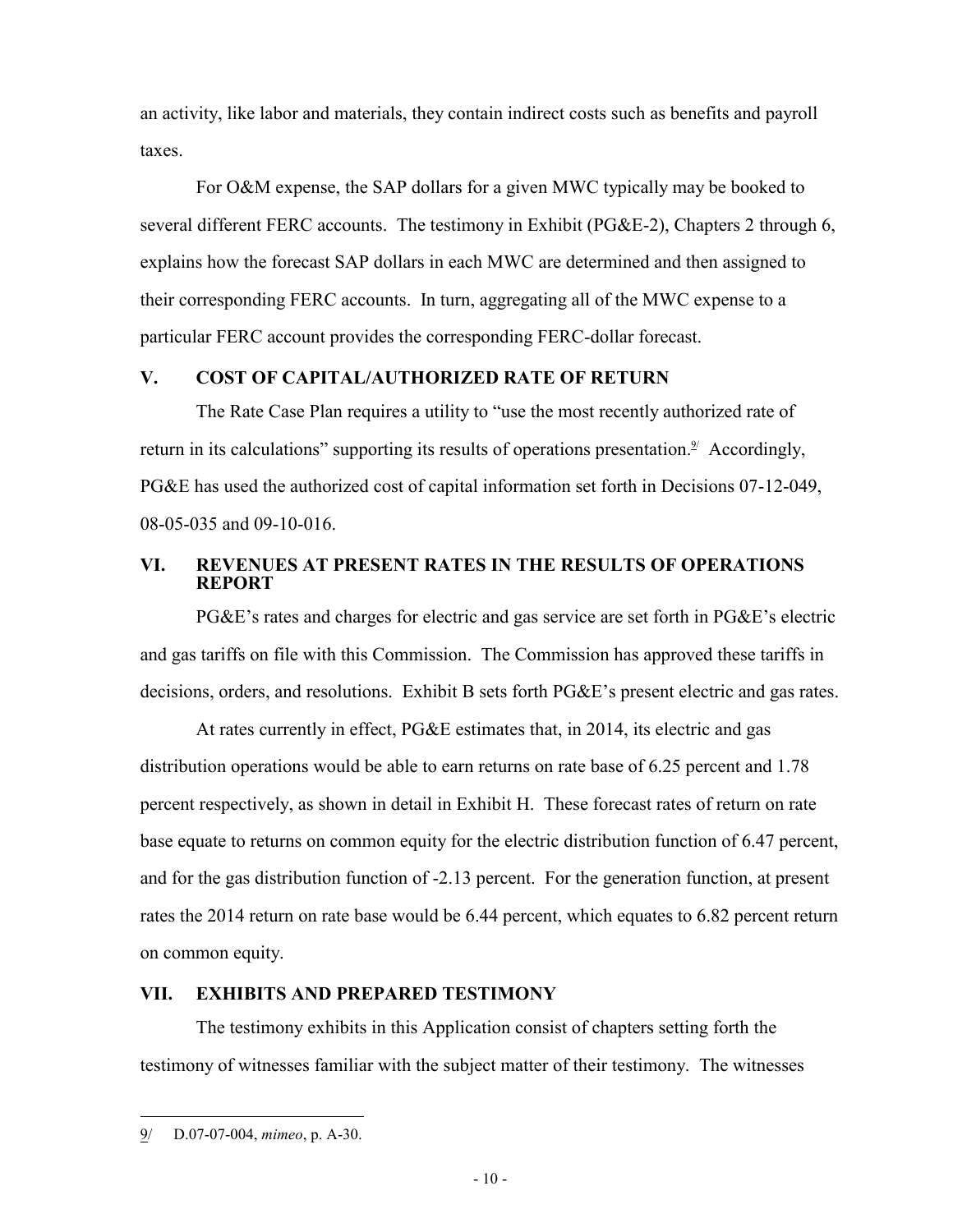an activity, like labor and materials, they contain indirect costs such as benefits and payroll taxes.

For O&M expense, the SAP dollars for a given MWC typically may be booked to several different FERC accounts. The testimony in Exhibit (PG&E-2), Chapters 2 through 6, explains how the forecast SAP dollars in each MWC are determined and then assigned to their corresponding FERC accounts. In turn, aggregating all of the MWC expense to a particular FERC account provides the corresponding FERC-dollar forecast.

## V. COST OF CAPITAL/AUTHORIZED RATE OF RETURN

The Rate Case Plan requires a utility to "use the most recently authorized rate of return in its calculations" supporting its results of operations presentation.[9] Accordingly, PG&E has used the authorized cost of capital information set forth in Decisions 07-12-049, 08-05-035 and 09-10-016.

## VI. REVENUES AT PRESENT RATES IN THE RESULTS OF OPERATIONS REPORT

PG&E's rates and charges for electric and gas service are set forth in PG&E's electric and gas tariffs on file with this Commission. The Commission has approved these tariffs in decisions, orders, and resolutions. Exhibit B sets forth PG&E's present electric and gas rates.

At rates currently in effect, PG&E estimates that, in 2014, its electric and gas distribution operations would be able to earn returns on rate base of 6.25 percent and 1.78 percent respectively, as shown in detail in Exhibit H. These forecast rates of return on rate base equate to returns on common equity for the electric distribution function of 6.47 percent, and for the gas distribution function of -2.13 percent. For the generation function, at present rates the 2014 return on rate base would be 6.44 percent, which equates to 6.82 percent return on common equity.

## VII. EXHIBITS AND PREPARED TESTIMONY

The testimony exhibits in this Application consist of chapters setting forth the testimony of witnesses familiar with the subject matter of their testimony. The witnesses

---

9/ D.07-07-004, *mimeo*, p. A-30.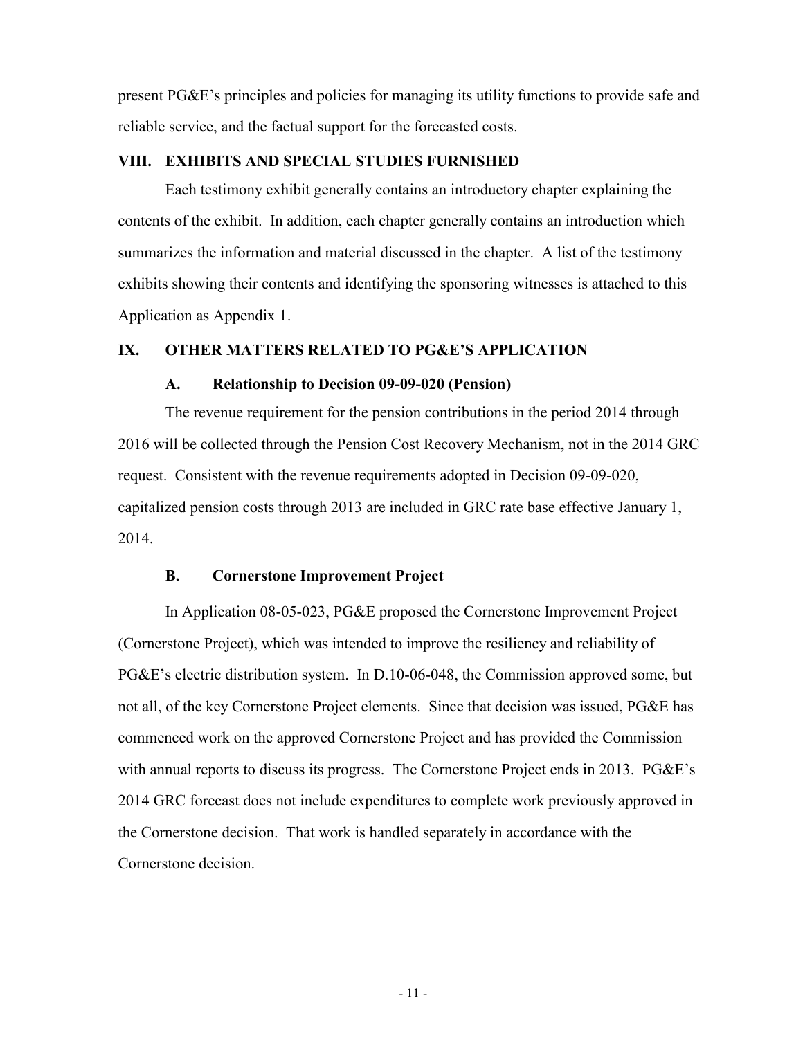present PG&E's principles and policies for managing its utility functions to provide safe and reliable service, and the factual support for the forecasted costs.

## VIII. EXHIBITS AND SPECIAL STUDIES FURNISHED

Each testimony exhibit generally contains an introductory chapter explaining the contents of the exhibit. In addition, each chapter generally contains an introduction which summarizes the information and material discussed in the chapter. A list of the testimony exhibits showing their contents and identifying the sponsoring witnesses is attached to this Application as Appendix 1.

## IX. OTHER MATTERS RELATED TO PG&E'S APPLICATION

### A. Relationship to Decision 09-09-020 (Pension)

The revenue requirement for the pension contributions in the period 2014 through 2016 will be collected through the Pension Cost Recovery Mechanism, not in the 2014 GRC request. Consistent with the revenue requirements adopted in Decision 09-09-020, capitalized pension costs through 2013 are included in GRC rate base effective January 1, 2014.

### B. Cornerstone Improvement Project

In Application 08-05-023, PG&E proposed the Cornerstone Improvement Project (Cornerstone Project), which was intended to improve the resiliency and reliability of PG&E's electric distribution system. In D.10-06-048, the Commission approved some, but not all, of the key Cornerstone Project elements. Since that decision was issued, PG&E has commenced work on the approved Cornerstone Project and has provided the Commission with annual reports to discuss its progress. The Cornerstone Project ends in 2013. PG&E's 2014 GRC forecast does not include expenditures to complete work previously approved in the Cornerstone decision. That work is handled separately in accordance with the Cornerstone decision.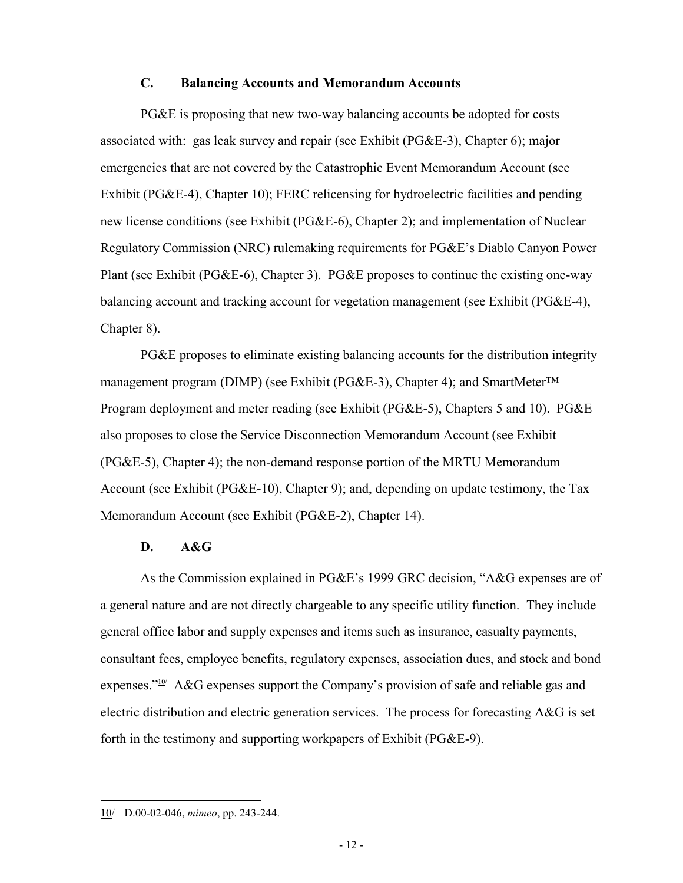### C. Balancing Accounts and Memorandum Accounts

PG&E is proposing that new two-way balancing accounts be adopted for costs associated with: gas leak survey and repair (see Exhibit (PG&E-3), Chapter 6); major emergencies that are not covered by the Catastrophic Event Memorandum Account (see Exhibit (PG&E-4), Chapter 10); FERC relicensing for hydroelectric facilities and pending new license conditions (see Exhibit (PG&E-6), Chapter 2); and implementation of Nuclear Regulatory Commission (NRC) rulemaking requirements for PG&E's Diablo Canyon Power Plant (see Exhibit (PG&E-6), Chapter 3). PG&E proposes to continue the existing one-way balancing account and tracking account for vegetation management (see Exhibit (PG&E-4), Chapter 8).

PG&E proposes to eliminate existing balancing accounts for the distribution integrity management program (DIMP) (see Exhibit (PG&E-3), Chapter 4); and SmartMeter™ Program deployment and meter reading (see Exhibit (PG&E-5), Chapters 5 and 10). PG&E also proposes to close the Service Disconnection Memorandum Account (see Exhibit (PG&E-5), Chapter 4); the non-demand response portion of the MRTU Memorandum Account (see Exhibit (PG&E-10), Chapter 9); and, depending on update testimony, the Tax Memorandum Account (see Exhibit (PG&E-2), Chapter 14).

### D. A&G

As the Commission explained in PG&E's 1999 GRC decision, "A&G expenses are of a general nature and are not directly chargeable to any specific utility function. They include general office labor and supply expenses and items such as insurance, casualty payments, consultant fees, employee benefits, regulatory expenses, association dues, and stock and bond expenses."[10/] A&G expenses support the Company's provision of safe and reliable gas and electric distribution and electric generation services. The process for forecasting A&G is set forth in the testimony and supporting workpapers of Exhibit (PG&E-9).

---

10/ D.00-02-046, *mimeo*, pp. 243-244.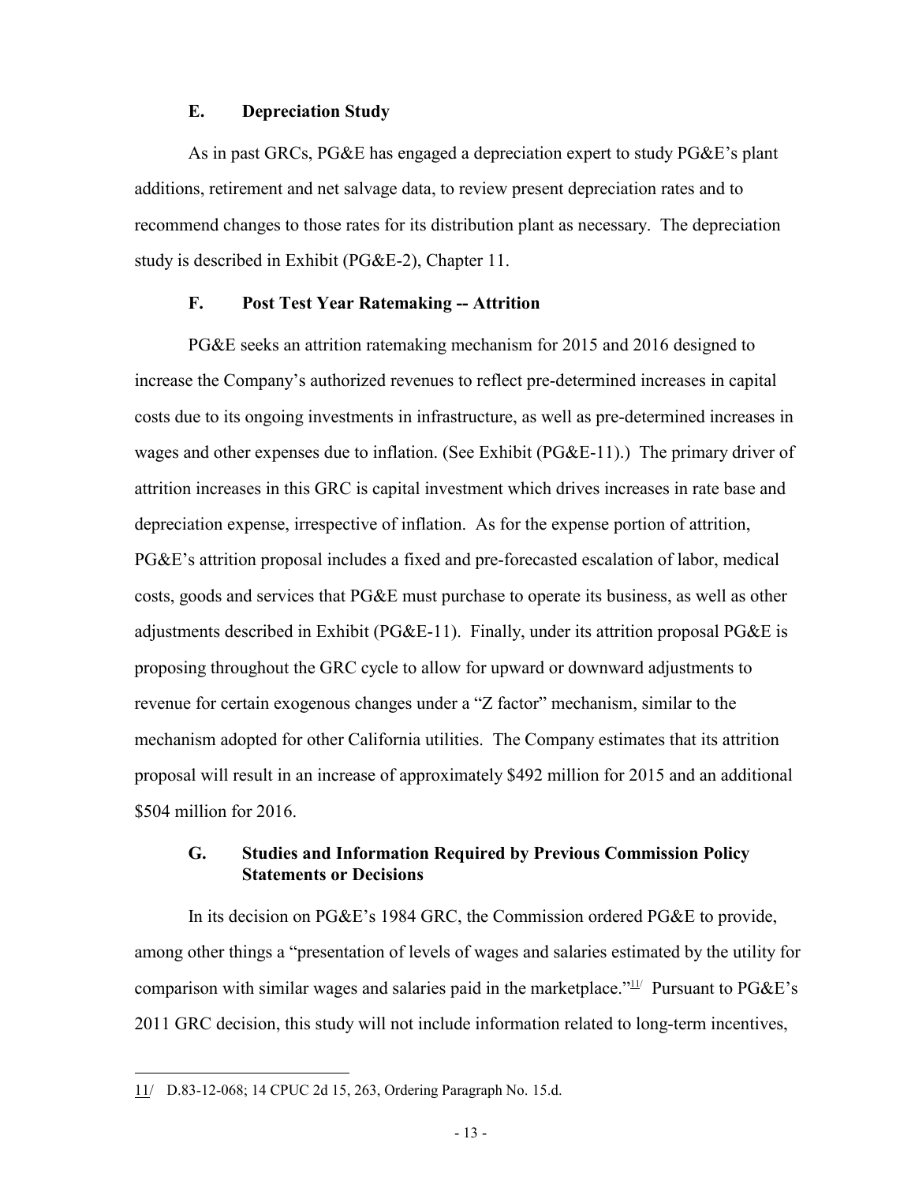### E. Depreciation Study

As in past GRCs, PG&E has engaged a depreciation expert to study PG&E's plant additions, retirement and net salvage data, to review present depreciation rates and to recommend changes to those rates for its distribution plant as necessary. The depreciation study is described in Exhibit (PG&E-2), Chapter 11.

### F. Post Test Year Ratemaking -- Attrition

PG&E seeks an attrition ratemaking mechanism for 2015 and 2016 designed to increase the Company's authorized revenues to reflect pre-determined increases in capital costs due to its ongoing investments in infrastructure, as well as pre-determined increases in wages and other expenses due to inflation. (See Exhibit (PG&E-11).) The primary driver of attrition increases in this GRC is capital investment which drives increases in rate base and depreciation expense, irrespective of inflation. As for the expense portion of attrition, PG&E's attrition proposal includes a fixed and pre-forecasted escalation of labor, medical costs, goods and services that PG&E must purchase to operate its business, as well as other adjustments described in Exhibit (PG&E-11). Finally, under its attrition proposal PG&E is proposing throughout the GRC cycle to allow for upward or downward adjustments to revenue for certain exogenous changes under a "Z factor" mechanism, similar to the mechanism adopted for other California utilities. The Company estimates that its attrition proposal will result in an increase of approximately $492 million for 2015 and an additional $504 million for 2016.

### G. Studies and Information Required by Previous Commission Policy Statements or Decisions

In its decision on PG&E's 1984 GRC, the Commission ordered PG&E to provide, among other things a "presentation of levels of wages and salaries estimated by the utility for comparison with similar wages and salaries paid in the marketplace."[11/] Pursuant to PG&E's 2011 GRC decision, this study will not include information related to long-term incentives,

---

11/ D.83-12-068; 14 CPUC 2d 15, 263, Ordering Paragraph No. 15.d.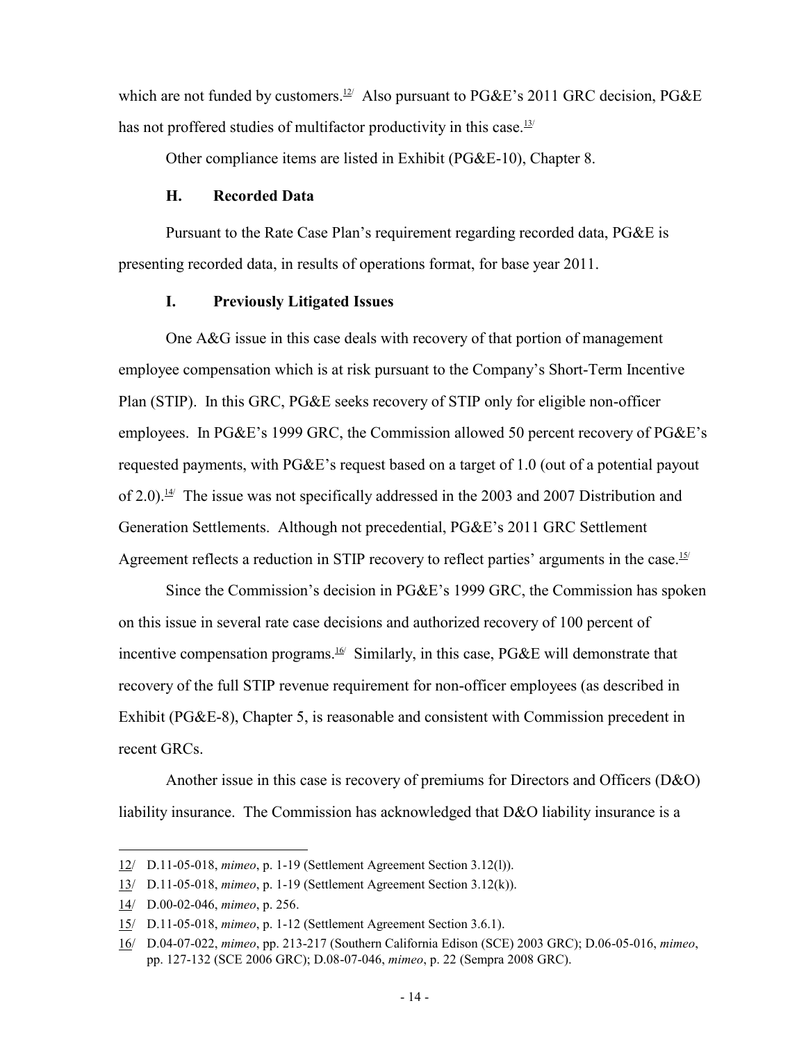which are not funded by customers.[12] Also pursuant to PG&E's 2011 GRC decision, PG&E has not proffered studies of multifactor productivity in this case.[13]

Other compliance items are listed in Exhibit (PG&E-10), Chapter 8.

### H. Recorded Data

Pursuant to the Rate Case Plan's requirement regarding recorded data, PG&E is presenting recorded data, in results of operations format, for base year 2011.

### I. Previously Litigated Issues

One A&G issue in this case deals with recovery of that portion of management employee compensation which is at risk pursuant to the Company's Short-Term Incentive Plan (STIP). In this GRC, PG&E seeks recovery of STIP only for eligible non-officer employees. In PG&E's 1999 GRC, the Commission allowed 50 percent recovery of PG&E's requested payments, with PG&E's request based on a target of 1.0 (out of a potential payout of 2.0).[14] The issue was not specifically addressed in the 2003 and 2007 Distribution and Generation Settlements. Although not precedential, PG&E's 2011 GRC Settlement Agreement reflects a reduction in STIP recovery to reflect parties' arguments in the case.[15]

Since the Commission's decision in PG&E's 1999 GRC, the Commission has spoken on this issue in several rate case decisions and authorized recovery of 100 percent of incentive compensation programs.[16] Similarly, in this case, PG&E will demonstrate that recovery of the full STIP revenue requirement for non-officer employees (as described in Exhibit (PG&E-8), Chapter 5, is reasonable and consistent with Commission precedent in recent GRCs.

Another issue in this case is recovery of premiums for Directors and Officers (D&O) liability insurance. The Commission has acknowledged that D&O liability insurance is a

---

12/ D.11-05-018, *mimeo*, p. 1-19 (Settlement Agreement Section 3.12(l)).

13/ D.11-05-018, *mimeo*, p. 1-19 (Settlement Agreement Section 3.12(k)).

14/ D.00-02-046, *mimeo*, p. 256.

15/ D.11-05-018, *mimeo*, p. 1-12 (Settlement Agreement Section 3.6.1).

16/ D.04-07-022, *mimeo*, pp. 213-217 (Southern California Edison (SCE) 2003 GRC); D.06-05-016, *mimeo*, pp. 127-132 (SCE 2006 GRC); D.08-07-046, *mimeo*, p. 22 (Sempra 2008 GRC).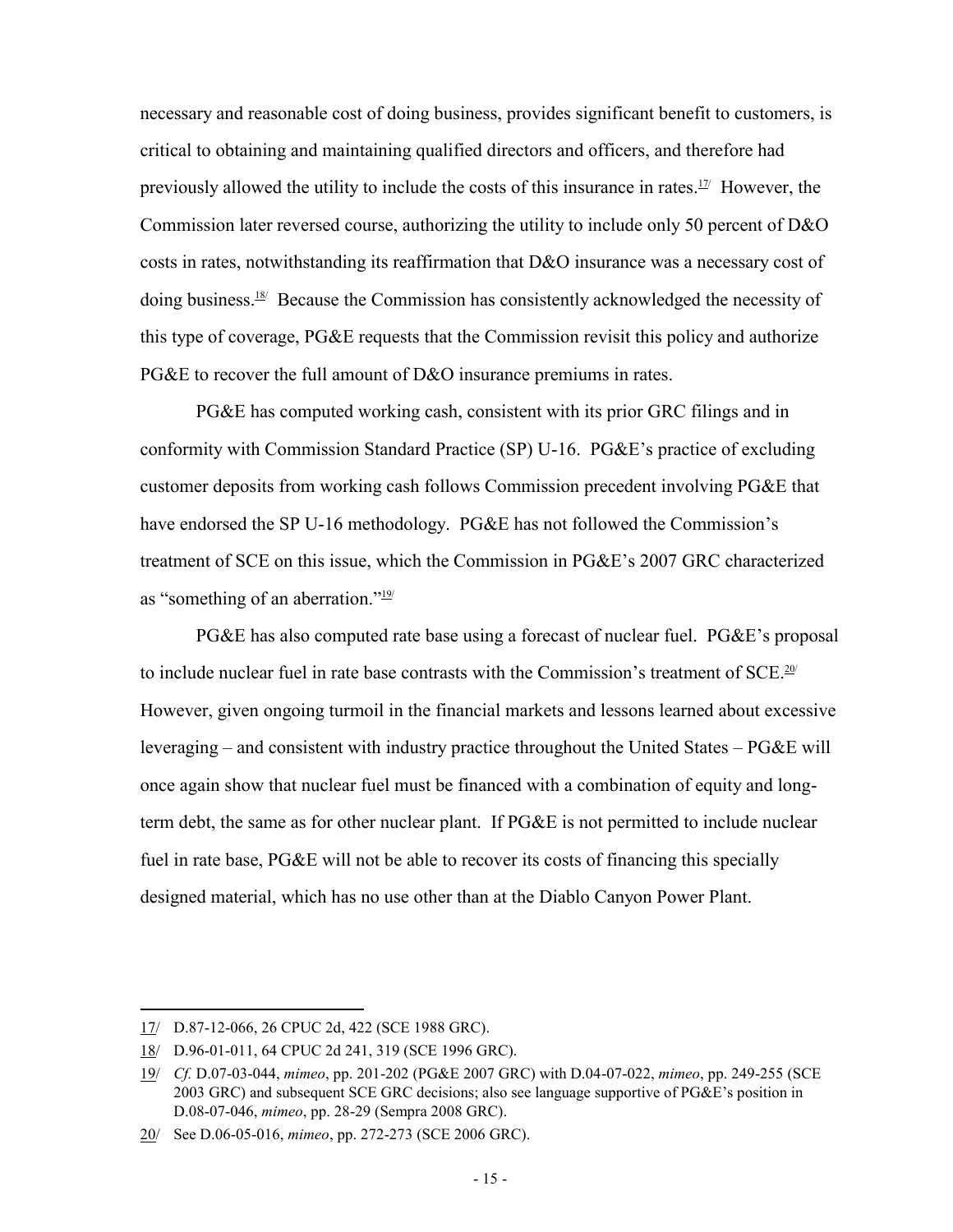necessary and reasonable cost of doing business, provides significant benefit to customers, is critical to obtaining and maintaining qualified directors and officers, and therefore had previously allowed the utility to include the costs of this insurance in rates.[17] However, the Commission later reversed course, authorizing the utility to include only 50 percent of D&O costs in rates, notwithstanding its reaffirmation that D&O insurance was a necessary cost of doing business.[18] Because the Commission has consistently acknowledged the necessity of this type of coverage, PG&E requests that the Commission revisit this policy and authorize PG&E to recover the full amount of D&O insurance premiums in rates.

PG&E has computed working cash, consistent with its prior GRC filings and in conformity with Commission Standard Practice (SP) U-16. PG&E's practice of excluding customer deposits from working cash follows Commission precedent involving PG&E that have endorsed the SP U-16 methodology. PG&E has not followed the Commission's treatment of SCE on this issue, which the Commission in PG&E's 2007 GRC characterized as "something of an aberration."[19]

PG&E has also computed rate base using a forecast of nuclear fuel. PG&E's proposal to include nuclear fuel in rate base contrasts with the Commission's treatment of SCE.[20] However, given ongoing turmoil in the financial markets and lessons learned about excessive leveraging – and consistent with industry practice throughout the United States – PG&E will once again show that nuclear fuel must be financed with a combination of equity and long-term debt, the same as for other nuclear plant. If PG&E is not permitted to include nuclear fuel in rate base, PG&E will not be able to recover its costs of financing this specially designed material, which has no use other than at the Diablo Canyon Power Plant.

---

17/ D.87-12-066, 26 CPUC 2d, 422 (SCE 1988 GRC).

18/ D.96-01-011, 64 CPUC 2d 241, 319 (SCE 1996 GRC).

19/ *Cf.* D.07-03-044, *mimeo*, pp. 201-202 (PG&E 2007 GRC) with D.04-07-022, *mimeo*, pp. 249-255 (SCE 2003 GRC) and subsequent SCE GRC decisions; also see language supportive of PG&E's position in D.08-07-046, *mimeo*, pp. 28-29 (Sempra 2008 GRC).

20/ See D.06-05-016, *mimeo*, pp. 272-273 (SCE 2006 GRC).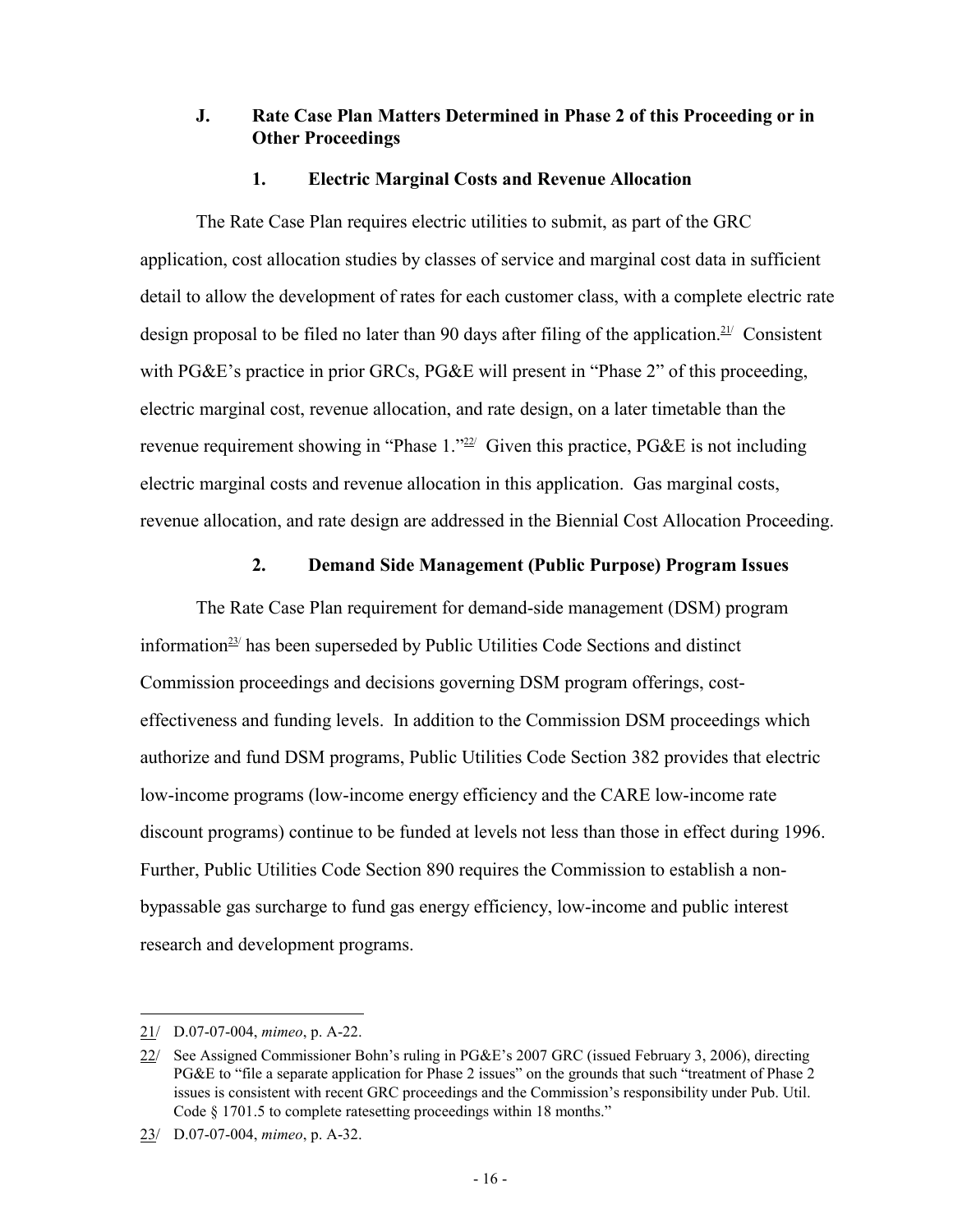### J. Rate Case Plan Matters Determined in Phase 2 of this Proceeding or in Other Proceedings

#### 1. Electric Marginal Costs and Revenue Allocation

The Rate Case Plan requires electric utilities to submit, as part of the GRC application, cost allocation studies by classes of service and marginal cost data in sufficient detail to allow the development of rates for each customer class, with a complete electric rate design proposal to be filed no later than 90 days after filing of the application.[21/] Consistent with PG&E's practice in prior GRCs, PG&E will present in "Phase 2" of this proceeding, electric marginal cost, revenue allocation, and rate design, on a later timetable than the revenue requirement showing in "Phase 1."[22/] Given this practice, PG&E is not including electric marginal costs and revenue allocation in this application. Gas marginal costs, revenue allocation, and rate design are addressed in the Biennial Cost Allocation Proceeding.

#### 2. Demand Side Management (Public Purpose) Program Issues

The Rate Case Plan requirement for demand-side management (DSM) program information[23/] has been superseded by Public Utilities Code Sections and distinct Commission proceedings and decisions governing DSM program offerings, cost-effectiveness and funding levels. In addition to the Commission DSM proceedings which authorize and fund DSM programs, Public Utilities Code Section 382 provides that electric low-income programs (low-income energy efficiency and the CARE low-income rate discount programs) continue to be funded at levels not less than those in effect during 1996. Further, Public Utilities Code Section 890 requires the Commission to establish a non-bypassable gas surcharge to fund gas energy efficiency, low-income and public interest research and development programs.

---

21/ D.07-07-004, *mimeo*, p. A-22.

22/ See Assigned Commissioner Bohn's ruling in PG&E's 2007 GRC (issued February 3, 2006), directing PG&E to "file a separate application for Phase 2 issues" on the grounds that such "treatment of Phase 2 issues is consistent with recent GRC proceedings and the Commission's responsibility under Pub. Util. Code § 1701.5 to complete ratesetting proceedings within 18 months."

23/ D.07-07-004, *mimeo*, p. A-32.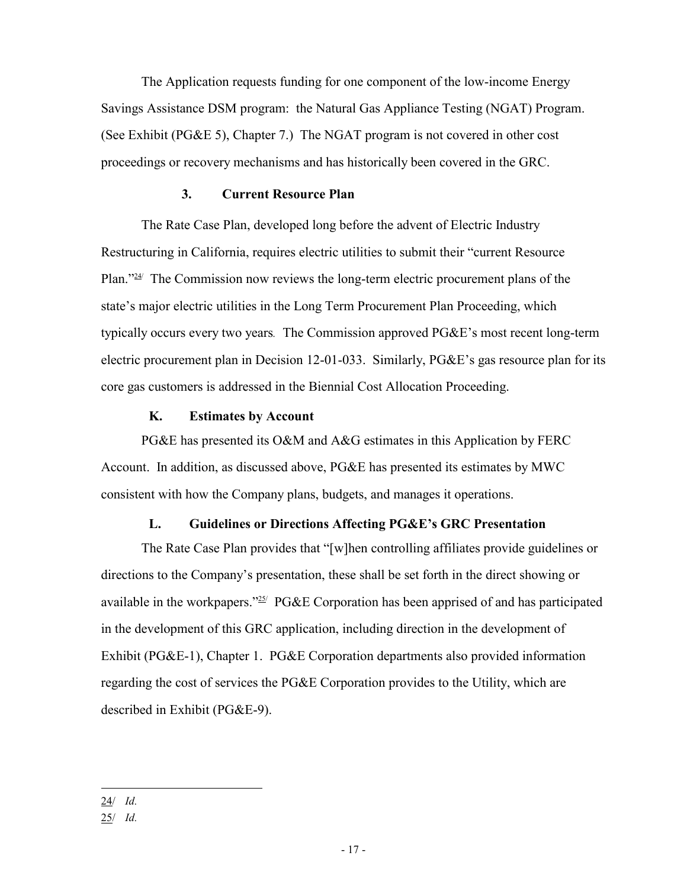The Application requests funding for one component of the low-income Energy Savings Assistance DSM program: the Natural Gas Appliance Testing (NGAT) Program. (See Exhibit (PG&E 5), Chapter 7.) The NGAT program is not covered in other cost proceedings or recovery mechanisms and has historically been covered in the GRC.

### 3. Current Resource Plan

The Rate Case Plan, developed long before the advent of Electric Industry Restructuring in California, requires electric utilities to submit their "current Resource Plan."[24] The Commission now reviews the long-term electric procurement plans of the state's major electric utilities in the Long Term Procurement Plan Proceeding, which typically occurs every two years. The Commission approved PG&E's most recent long-term electric procurement plan in Decision 12-01-033. Similarly, PG&E's gas resource plan for its core gas customers is addressed in the Biennial Cost Allocation Proceeding.

## K. Estimates by Account

PG&E has presented its O&M and A&G estimates in this Application by FERC Account. In addition, as discussed above, PG&E has presented its estimates by MWC consistent with how the Company plans, budgets, and manages it operations.

## L. Guidelines or Directions Affecting PG&E's GRC Presentation

The Rate Case Plan provides that "[w]hen controlling affiliates provide guidelines or directions to the Company's presentation, these shall be set forth in the direct showing or available in the workpapers."[25] PG&E Corporation has been apprised of and has participated in the development of this GRC application, including direction in the development of Exhibit (PG&E-1), Chapter 1. PG&E Corporation departments also provided information regarding the cost of services the PG&E Corporation provides to the Utility, which are described in Exhibit (PG&E-9).

---

24/ *Id.*

25/ *Id.*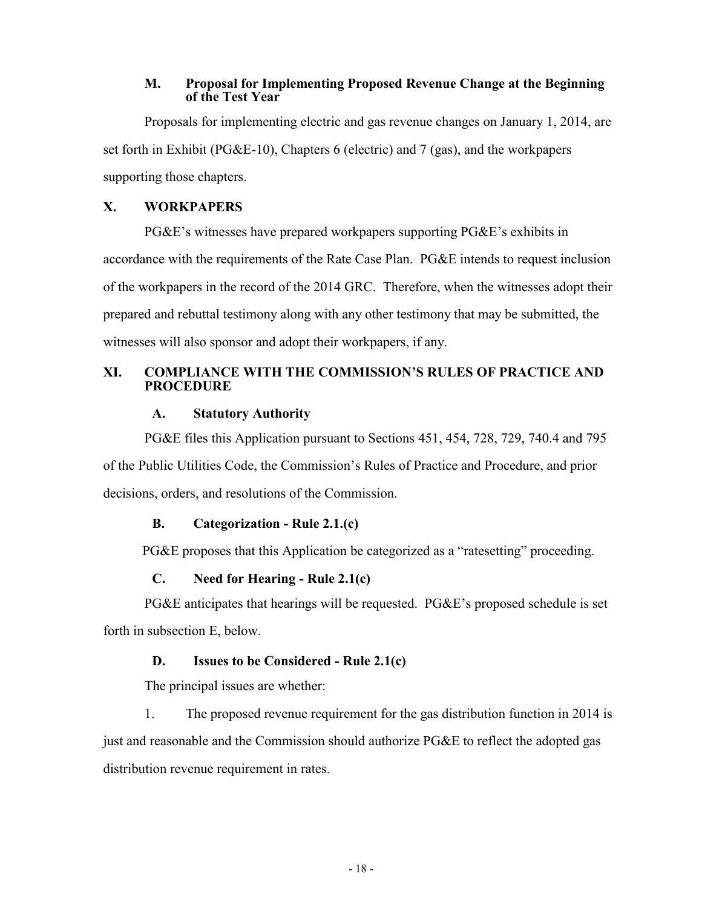### M. Proposal for Implementing Proposed Revenue Change at the Beginning of the Test Year

Proposals for implementing electric and gas revenue changes on January 1, 2014, are set forth in Exhibit (PG&E-10), Chapters 6 (electric) and 7 (gas), and the workpapers supporting those chapters.

## X. WORKPAPERS

PG&E's witnesses have prepared workpapers supporting PG&E's exhibits in accordance with the requirements of the Rate Case Plan. PG&E intends to request inclusion of the workpapers in the record of the 2014 GRC. Therefore, when the witnesses adopt their prepared and rebuttal testimony along with any other testimony that may be submitted, the witnesses will also sponsor and adopt their workpapers, if any.

## XI. COMPLIANCE WITH THE COMMISSION'S RULES OF PRACTICE AND PROCEDURE

### A. Statutory Authority

PG&E files this Application pursuant to Sections 451, 454, 728, 729, 740.4 and 795 of the Public Utilities Code, the Commission's Rules of Practice and Procedure, and prior decisions, orders, and resolutions of the Commission.

### B. Categorization - Rule 2.1.(c)

PG&E proposes that this Application be categorized as a "ratesetting" proceeding.

### C. Need for Hearing - Rule 2.1(c)

PG&E anticipates that hearings will be requested. PG&E's proposed schedule is set forth in subsection E, below.

### D. Issues to be Considered - Rule 2.1(c)

The principal issues are whether:

1. The proposed revenue requirement for the gas distribution function in 2014 is just and reasonable and the Commission should authorize PG&E to reflect the adopted gas distribution revenue requirement in rates.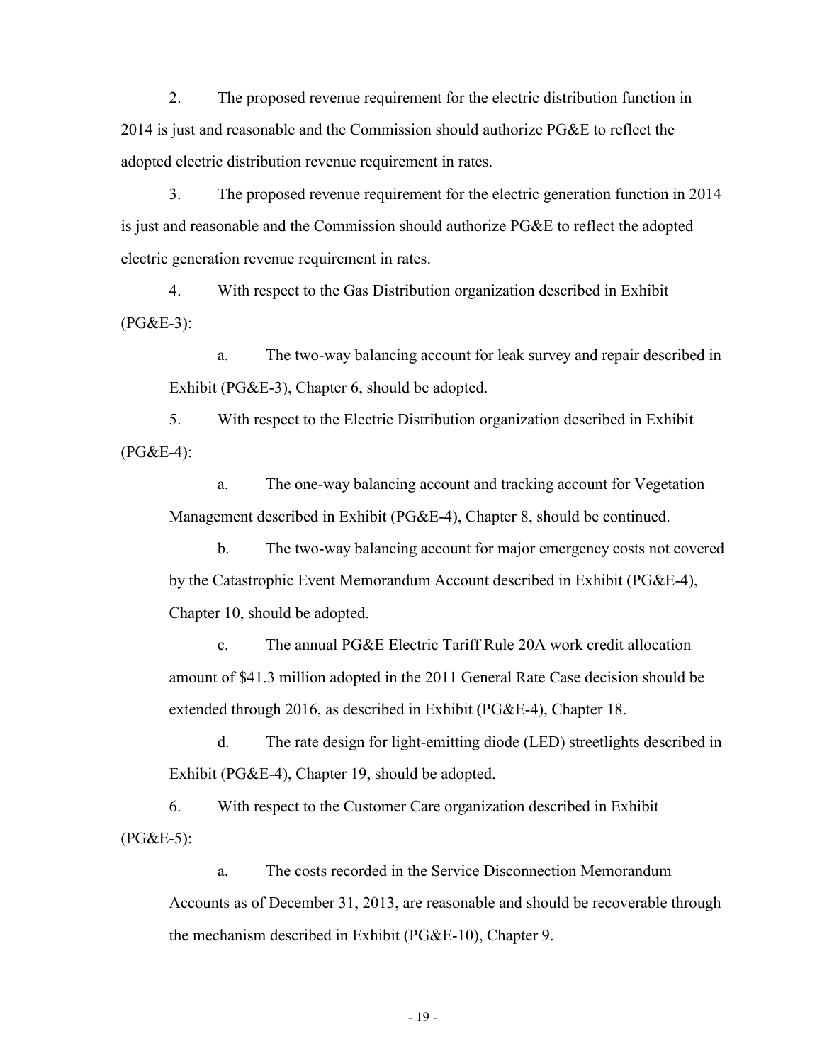2. The proposed revenue requirement for the electric distribution function in 2014 is just and reasonable and the Commission should authorize PG&E to reflect the adopted electric distribution revenue requirement in rates.

3. The proposed revenue requirement for the electric generation function in 2014 is just and reasonable and the Commission should authorize PG&E to reflect the adopted electric generation revenue requirement in rates.

4. With respect to the Gas Distribution organization described in Exhibit (PG&E-3):

   a. The two-way balancing account for leak survey and repair described in Exhibit (PG&E-3), Chapter 6, should be adopted.

5. With respect to the Electric Distribution organization described in Exhibit (PG&E-4):

   a. The one-way balancing account and tracking account for Vegetation Management described in Exhibit (PG&E-4), Chapter 8, should be continued.

   b. The two-way balancing account for major emergency costs not covered by the Catastrophic Event Memorandum Account described in Exhibit (PG&E-4), Chapter 10, should be adopted.

   c. The annual PG&E Electric Tariff Rule 20A work credit allocation amount of $41.3 million adopted in the 2011 General Rate Case decision should be extended through 2016, as described in Exhibit (PG&E-4), Chapter 18.

   d. The rate design for light-emitting diode (LED) streetlights described in Exhibit (PG&E-4), Chapter 19, should be adopted.

6. With respect to the Customer Care organization described in Exhibit (PG&E-5):

   a. The costs recorded in the Service Disconnection Memorandum Accounts as of December 31, 2013, are reasonable and should be recoverable through the mechanism described in Exhibit (PG&E-10), Chapter 9.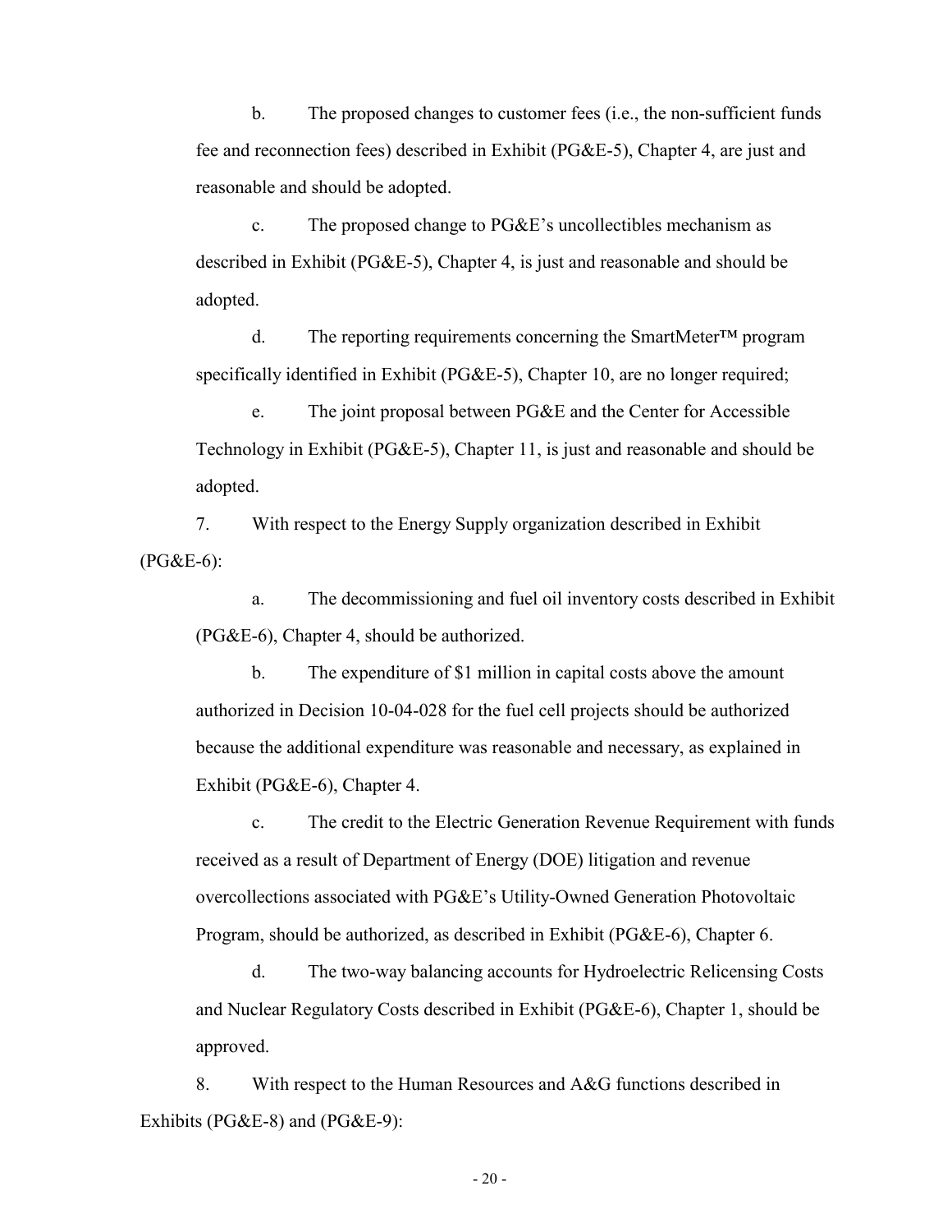b. The proposed changes to customer fees (i.e., the non-sufficient funds fee and reconnection fees) described in Exhibit (PG&E-5), Chapter 4, are just and reasonable and should be adopted.

c. The proposed change to PG&E's uncollectibles mechanism as described in Exhibit (PG&E-5), Chapter 4, is just and reasonable and should be adopted.

d. The reporting requirements concerning the SmartMeter™ program specifically identified in Exhibit (PG&E-5), Chapter 10, are no longer required;

e. The joint proposal between PG&E and the Center for Accessible Technology in Exhibit (PG&E-5), Chapter 11, is just and reasonable and should be adopted.

7. With respect to the Energy Supply organization described in Exhibit (PG&E-6):

a. The decommissioning and fuel oil inventory costs described in Exhibit (PG&E-6), Chapter 4, should be authorized.

b. The expenditure of $1 million in capital costs above the amount authorized in Decision 10-04-028 for the fuel cell projects should be authorized because the additional expenditure was reasonable and necessary, as explained in Exhibit (PG&E-6), Chapter 4.

c. The credit to the Electric Generation Revenue Requirement with funds received as a result of Department of Energy (DOE) litigation and revenue overcollections associated with PG&E's Utility-Owned Generation Photovoltaic Program, should be authorized, as described in Exhibit (PG&E-6), Chapter 6.

d. The two-way balancing accounts for Hydroelectric Relicensing Costs and Nuclear Regulatory Costs described in Exhibit (PG&E-6), Chapter 1, should be approved.

8. With respect to the Human Resources and A&G functions described in Exhibits (PG&E-8) and (PG&E-9):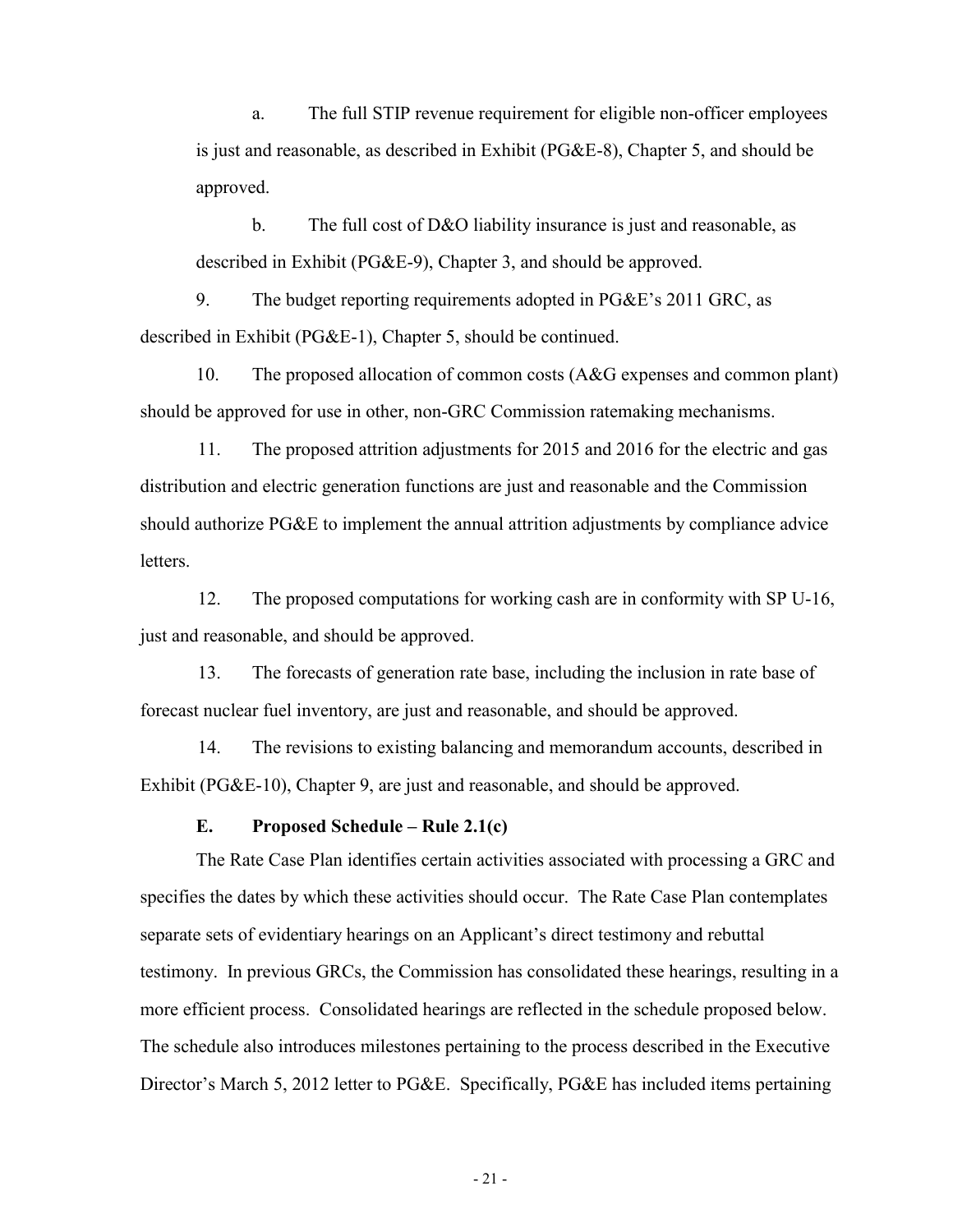a. The full STIP revenue requirement for eligible non-officer employees is just and reasonable, as described in Exhibit (PG&E-8), Chapter 5, and should be approved.

b. The full cost of D&O liability insurance is just and reasonable, as described in Exhibit (PG&E-9), Chapter 3, and should be approved.

9. The budget reporting requirements adopted in PG&E's 2011 GRC, as described in Exhibit (PG&E-1), Chapter 5, should be continued.

10. The proposed allocation of common costs (A&G expenses and common plant) should be approved for use in other, non-GRC Commission ratemaking mechanisms.

11. The proposed attrition adjustments for 2015 and 2016 for the electric and gas distribution and electric generation functions are just and reasonable and the Commission should authorize PG&E to implement the annual attrition adjustments by compliance advice letters.

12. The proposed computations for working cash are in conformity with SP U-16, just and reasonable, and should be approved.

13. The forecasts of generation rate base, including the inclusion in rate base of forecast nuclear fuel inventory, are just and reasonable, and should be approved.

14. The revisions to existing balancing and memorandum accounts, described in Exhibit (PG&E-10), Chapter 9, are just and reasonable, and should be approved.

### E. Proposed Schedule – Rule 2.1(c)

The Rate Case Plan identifies certain activities associated with processing a GRC and specifies the dates by which these activities should occur. The Rate Case Plan contemplates separate sets of evidentiary hearings on an Applicant's direct testimony and rebuttal testimony. In previous GRCs, the Commission has consolidated these hearings, resulting in a more efficient process. Consolidated hearings are reflected in the schedule proposed below. The schedule also introduces milestones pertaining to the process described in the Executive Director's March 5, 2012 letter to PG&E. Specifically, PG&E has included items pertaining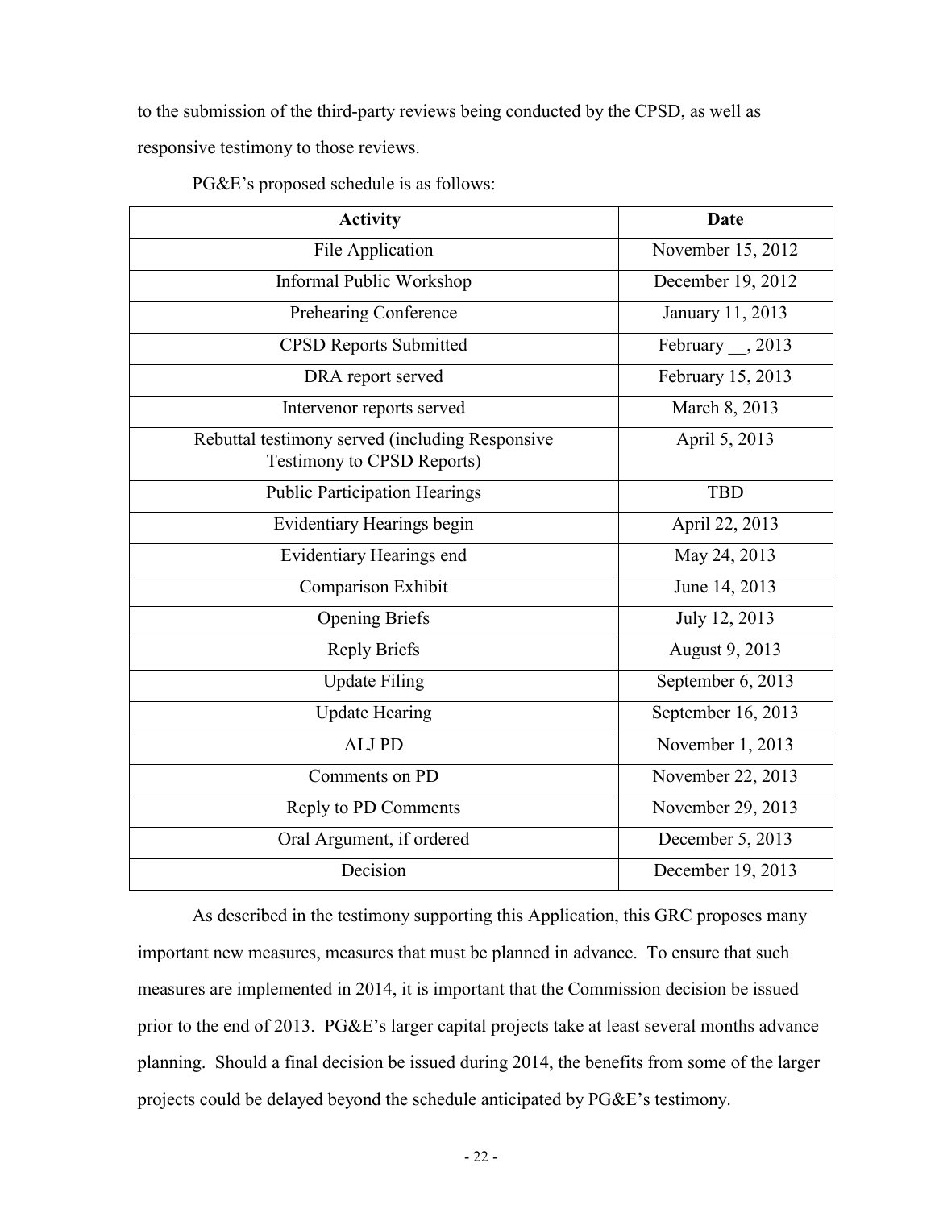to the submission of the third-party reviews being conducted by the CPSD, as well as responsive testimony to those reviews.

PG&E's proposed schedule is as follows:

| Activity | Date |
| --- | --- |
| File Application | November 15, 2012 |
| Informal Public Workshop | December 19, 2012 |
| Prehearing Conference | January 11, 2013 |
| CPSD Reports Submitted | February __, 2013 |
| DRA report served | February 15, 2013 |
| Intervenor reports served | March 8, 2013 |
| Rebuttal testimony served (including Responsive Testimony to CPSD Reports) | April 5, 2013 |
| Public Participation Hearings | TBD |
| Evidentiary Hearings begin | April 22, 2013 |
| Evidentiary Hearings end | May 24, 2013 |
| Comparison Exhibit | June 14, 2013 |
| Opening Briefs | July 12, 2013 |
| Reply Briefs | August 9, 2013 |
| Update Filing | September 6, 2013 |
| Update Hearing | September 16, 2013 |
| ALJ PD | November 1, 2013 |
| Comments on PD | November 22, 2013 |
| Reply to PD Comments | November 29, 2013 |
| Oral Argument, if ordered | December 5, 2013 |
| Decision | December 19, 2013 |

As described in the testimony supporting this Application, this GRC proposes many important new measures, measures that must be planned in advance. To ensure that such measures are implemented in 2014, it is important that the Commission decision be issued prior to the end of 2013. PG&E's larger capital projects take at least several months advance planning. Should a final decision be issued during 2014, the benefits from some of the larger projects could be delayed beyond the schedule anticipated by PG&E's testimony.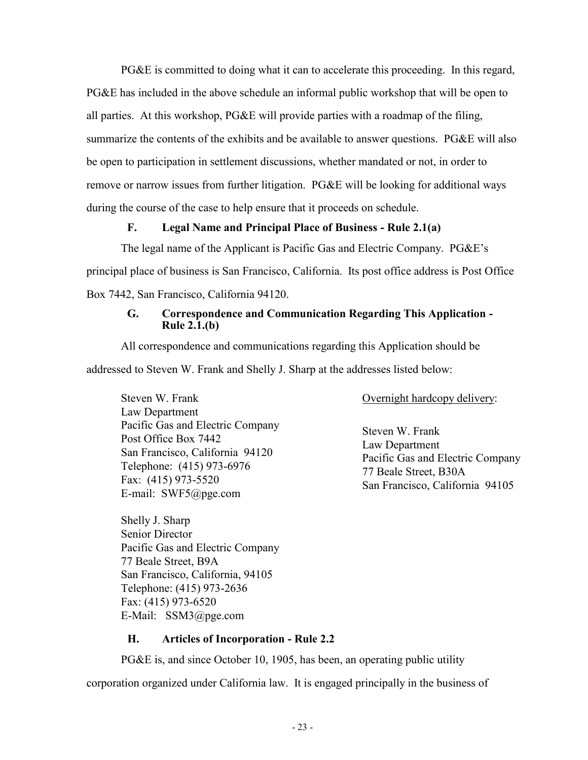PG&E is committed to doing what it can to accelerate this proceeding. In this regard, PG&E has included in the above schedule an informal public workshop that will be open to all parties. At this workshop, PG&E will provide parties with a roadmap of the filing, summarize the contents of the exhibits and be available to answer questions. PG&E will also be open to participation in settlement discussions, whether mandated or not, in order to remove or narrow issues from further litigation. PG&E will be looking for additional ways during the course of the case to help ensure that it proceeds on schedule.

### F. Legal Name and Principal Place of Business - Rule 2.1(a)

The legal name of the Applicant is Pacific Gas and Electric Company. PG&E's principal place of business is San Francisco, California. Its post office address is Post Office Box 7442, San Francisco, California 94120.

### G. Correspondence and Communication Regarding This Application - Rule 2.1.(b)

All correspondence and communications regarding this Application should be addressed to Steven W. Frank and Shelly J. Sharp at the addresses listed below:

Steven W. Frank
Law Department
Pacific Gas and Electric Company
Post Office Box 7442
San Francisco, California 94120
Telephone: (415) 973-6976
Fax: (415) 973-5520
E-mail: SWF5@pge.com

Overnight hardcopy delivery:

Steven W. Frank
Law Department
Pacific Gas and Electric Company
77 Beale Street, B30A
San Francisco, California 94105

Shelly J. Sharp
Senior Director
Pacific Gas and Electric Company
77 Beale Street, B9A
San Francisco, California, 94105
Telephone: (415) 973-2636
Fax: (415) 973-6520
E-Mail: SSM3@pge.com

### H. Articles of Incorporation - Rule 2.2

PG&E is, and since October 10, 1905, has been, an operating public utility corporation organized under California law. It is engaged principally in the business of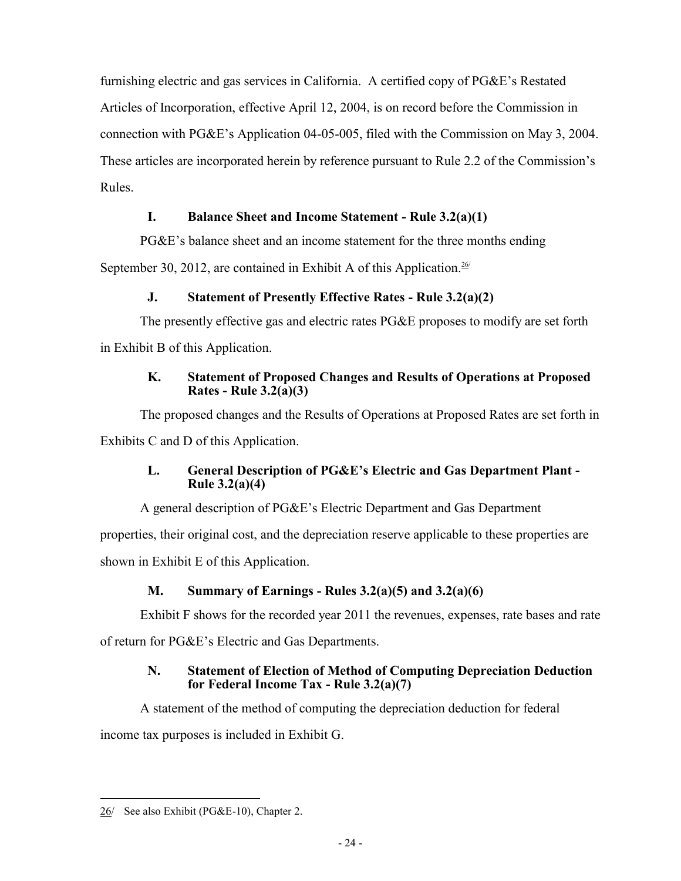furnishing electric and gas services in California. A certified copy of PG&E's Restated Articles of Incorporation, effective April 12, 2004, is on record before the Commission in connection with PG&E's Application 04-05-005, filed with the Commission on May 3, 2004. These articles are incorporated herein by reference pursuant to Rule 2.2 of the Commission's Rules.

### I. Balance Sheet and Income Statement - Rule 3.2(a)(1)

PG&E's balance sheet and an income statement for the three months ending September 30, 2012, are contained in Exhibit A of this Application.[26/]

### J. Statement of Presently Effective Rates - Rule 3.2(a)(2)

The presently effective gas and electric rates PG&E proposes to modify are set forth in Exhibit B of this Application.

### K. Statement of Proposed Changes and Results of Operations at Proposed Rates - Rule 3.2(a)(3)

The proposed changes and the Results of Operations at Proposed Rates are set forth in Exhibits C and D of this Application.

### L. General Description of PG&E's Electric and Gas Department Plant - Rule 3.2(a)(4)

A general description of PG&E's Electric Department and Gas Department properties, their original cost, and the depreciation reserve applicable to these properties are shown in Exhibit E of this Application.

### M. Summary of Earnings - Rules 3.2(a)(5) and 3.2(a)(6)

Exhibit F shows for the recorded year 2011 the revenues, expenses, rate bases and rate of return for PG&E's Electric and Gas Departments.

### N. Statement of Election of Method of Computing Depreciation Deduction for Federal Income Tax - Rule 3.2(a)(7)

A statement of the method of computing the depreciation deduction for federal income tax purposes is included in Exhibit G.

---

26/ See also Exhibit (PG&E-10), Chapter 2.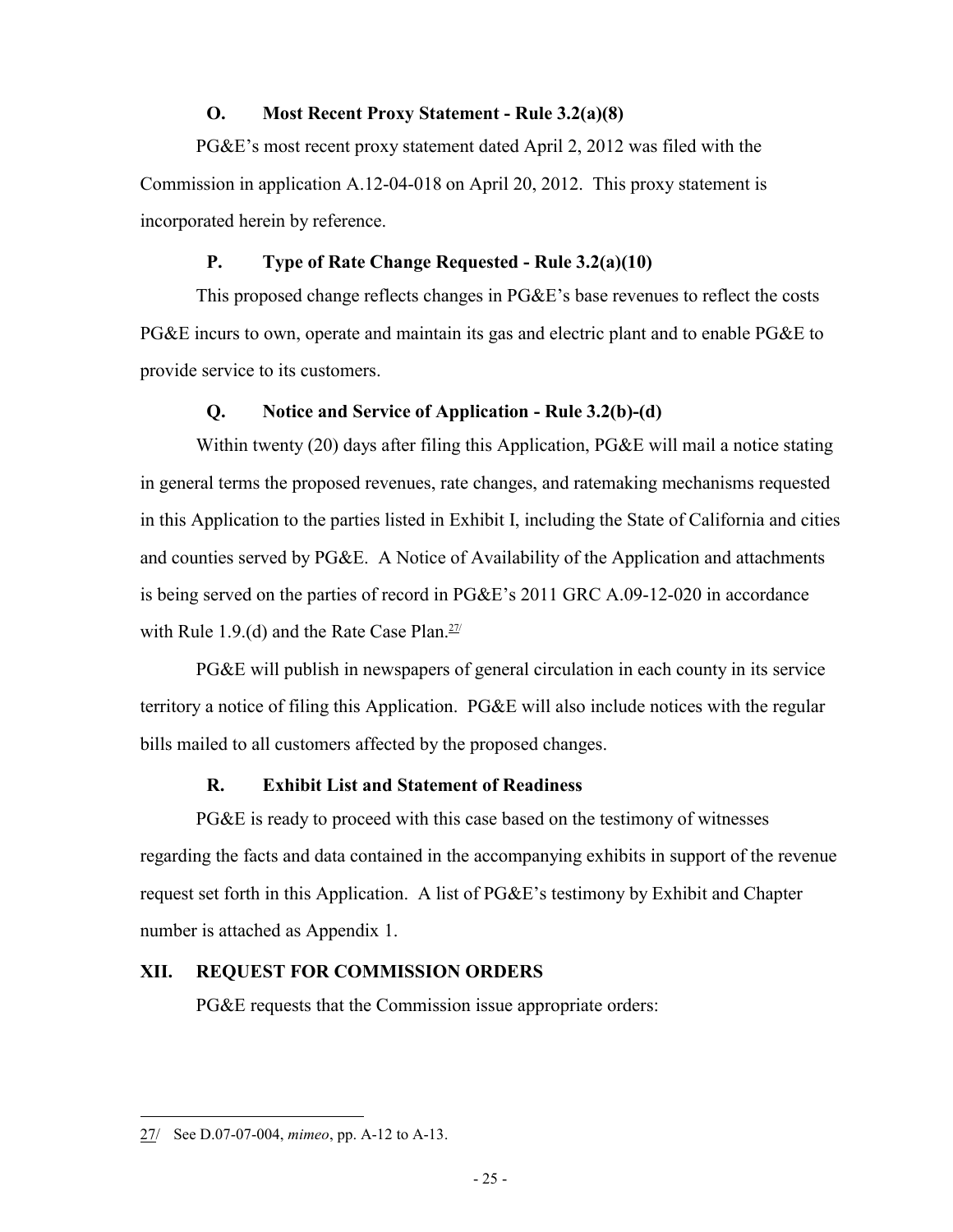### O. Most Recent Proxy Statement - Rule 3.2(a)(8)

PG&E's most recent proxy statement dated April 2, 2012 was filed with the Commission in application A.12-04-018 on April 20, 2012. This proxy statement is incorporated herein by reference.

### P. Type of Rate Change Requested - Rule 3.2(a)(10)

This proposed change reflects changes in PG&E's base revenues to reflect the costs PG&E incurs to own, operate and maintain its gas and electric plant and to enable PG&E to provide service to its customers.

### Q. Notice and Service of Application - Rule 3.2(b)-(d)

Within twenty (20) days after filing this Application, PG&E will mail a notice stating in general terms the proposed revenues, rate changes, and ratemaking mechanisms requested in this Application to the parties listed in Exhibit I, including the State of California and cities and counties served by PG&E. A Notice of Availability of the Application and attachments is being served on the parties of record in PG&E's 2011 GRC A.09-12-020 in accordance with Rule 1.9.(d) and the Rate Case Plan.[27/]

PG&E will publish in newspapers of general circulation in each county in its service territory a notice of filing this Application. PG&E will also include notices with the regular bills mailed to all customers affected by the proposed changes.

### R. Exhibit List and Statement of Readiness

PG&E is ready to proceed with this case based on the testimony of witnesses regarding the facts and data contained in the accompanying exhibits in support of the revenue request set forth in this Application. A list of PG&E's testimony by Exhibit and Chapter number is attached as Appendix 1.

## XII. REQUEST FOR COMMISSION ORDERS

PG&E requests that the Commission issue appropriate orders:

---

27/ See D.07-07-004, *mimeo*, pp. A-12 to A-13.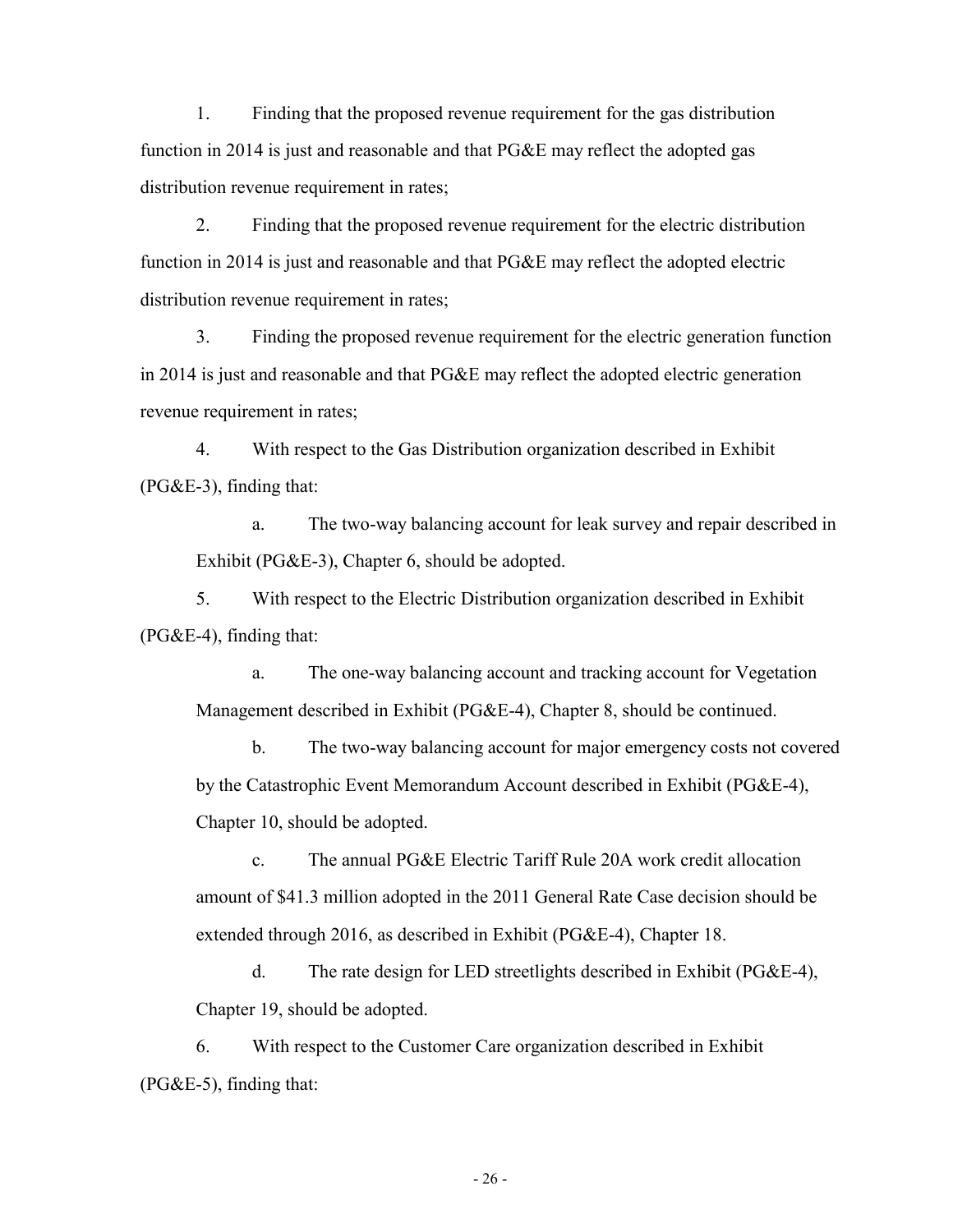1. Finding that the proposed revenue requirement for the gas distribution function in 2014 is just and reasonable and that PG&E may reflect the adopted gas distribution revenue requirement in rates;

2. Finding that the proposed revenue requirement for the electric distribution function in 2014 is just and reasonable and that PG&E may reflect the adopted electric distribution revenue requirement in rates;

3. Finding the proposed revenue requirement for the electric generation function in 2014 is just and reasonable and that PG&E may reflect the adopted electric generation revenue requirement in rates;

4. With respect to the Gas Distribution organization described in Exhibit (PG&E-3), finding that:

   a. The two-way balancing account for leak survey and repair described in Exhibit (PG&E-3), Chapter 6, should be adopted.

5. With respect to the Electric Distribution organization described in Exhibit (PG&E-4), finding that:

   a. The one-way balancing account and tracking account for Vegetation Management described in Exhibit (PG&E-4), Chapter 8, should be continued.

   b. The two-way balancing account for major emergency costs not covered by the Catastrophic Event Memorandum Account described in Exhibit (PG&E-4), Chapter 10, should be adopted.

   c. The annual PG&E Electric Tariff Rule 20A work credit allocation amount of $41.3 million adopted in the 2011 General Rate Case decision should be extended through 2016, as described in Exhibit (PG&E-4), Chapter 18.

   d. The rate design for LED streetlights described in Exhibit (PG&E-4), Chapter 19, should be adopted.

6. With respect to the Customer Care organization described in Exhibit (PG&E-5), finding that: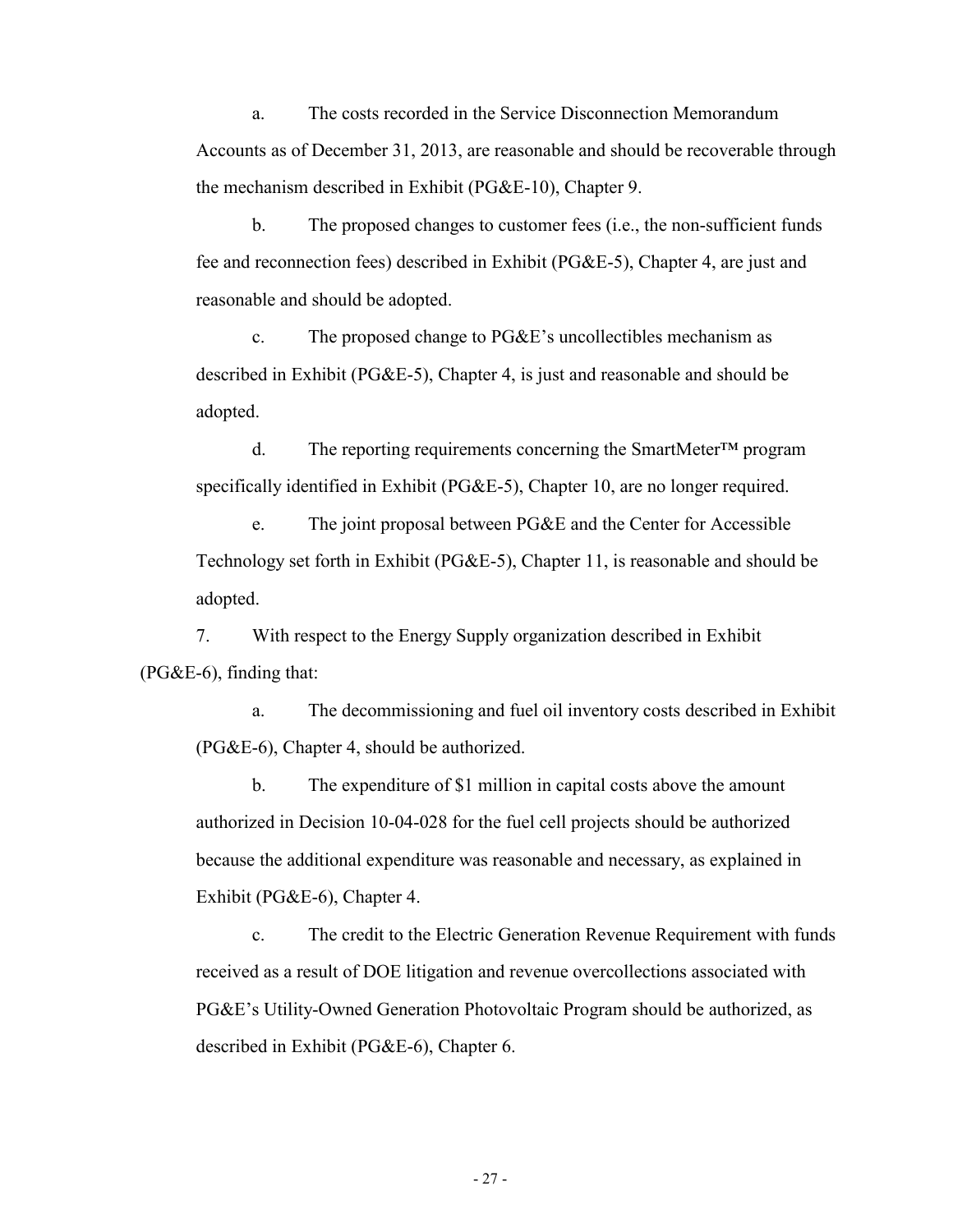a. The costs recorded in the Service Disconnection Memorandum Accounts as of December 31, 2013, are reasonable and should be recoverable through the mechanism described in Exhibit (PG&E-10), Chapter 9.

b. The proposed changes to customer fees (i.e., the non-sufficient funds fee and reconnection fees) described in Exhibit (PG&E-5), Chapter 4, are just and reasonable and should be adopted.

c. The proposed change to PG&E's uncollectibles mechanism as described in Exhibit (PG&E-5), Chapter 4, is just and reasonable and should be adopted.

d. The reporting requirements concerning the SmartMeter™ program specifically identified in Exhibit (PG&E-5), Chapter 10, are no longer required.

e. The joint proposal between PG&E and the Center for Accessible Technology set forth in Exhibit (PG&E-5), Chapter 11, is reasonable and should be adopted.

7. With respect to the Energy Supply organization described in Exhibit (PG&E-6), finding that:

a. The decommissioning and fuel oil inventory costs described in Exhibit (PG&E-6), Chapter 4, should be authorized.

b. The expenditure of $1 million in capital costs above the amount authorized in Decision 10-04-028 for the fuel cell projects should be authorized because the additional expenditure was reasonable and necessary, as explained in Exhibit (PG&E-6), Chapter 4.

c. The credit to the Electric Generation Revenue Requirement with funds received as a result of DOE litigation and revenue overcollections associated with PG&E's Utility-Owned Generation Photovoltaic Program should be authorized, as described in Exhibit (PG&E-6), Chapter 6.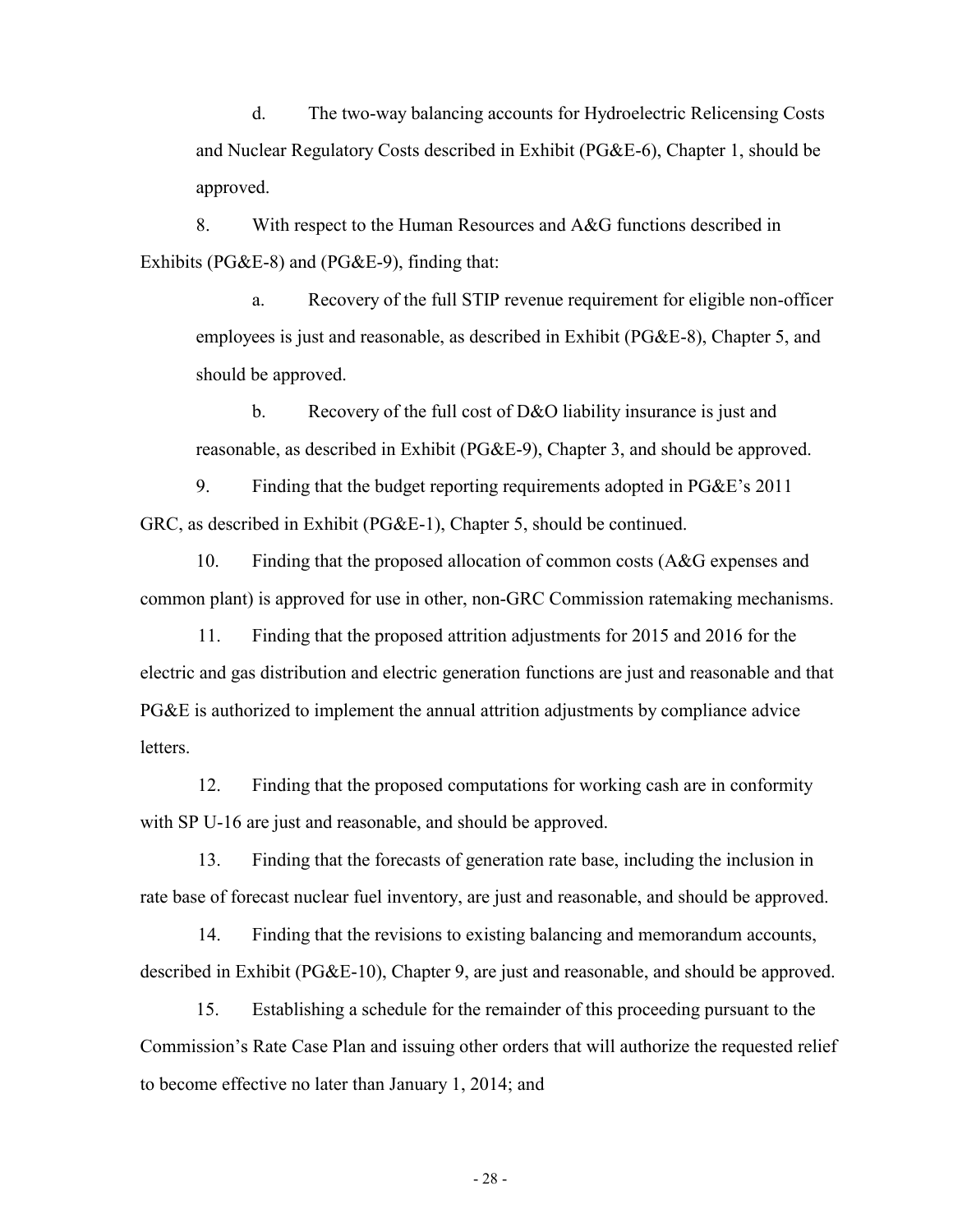d. The two-way balancing accounts for Hydroelectric Relicensing Costs and Nuclear Regulatory Costs described in Exhibit (PG&E-6), Chapter 1, should be approved.

8. With respect to the Human Resources and A&G functions described in Exhibits (PG&E-8) and (PG&E-9), finding that:

a. Recovery of the full STIP revenue requirement for eligible non-officer employees is just and reasonable, as described in Exhibit (PG&E-8), Chapter 5, and should be approved.

b. Recovery of the full cost of D&O liability insurance is just and reasonable, as described in Exhibit (PG&E-9), Chapter 3, and should be approved.

9. Finding that the budget reporting requirements adopted in PG&E's 2011 GRC, as described in Exhibit (PG&E-1), Chapter 5, should be continued.

10. Finding that the proposed allocation of common costs (A&G expenses and common plant) is approved for use in other, non-GRC Commission ratemaking mechanisms.

11. Finding that the proposed attrition adjustments for 2015 and 2016 for the electric and gas distribution and electric generation functions are just and reasonable and that PG&E is authorized to implement the annual attrition adjustments by compliance advice letters.

12. Finding that the proposed computations for working cash are in conformity with SP U-16 are just and reasonable, and should be approved.

13. Finding that the forecasts of generation rate base, including the inclusion in rate base of forecast nuclear fuel inventory, are just and reasonable, and should be approved.

14. Finding that the revisions to existing balancing and memorandum accounts, described in Exhibit (PG&E-10), Chapter 9, are just and reasonable, and should be approved.

15. Establishing a schedule for the remainder of this proceeding pursuant to the Commission's Rate Case Plan and issuing other orders that will authorize the requested relief to become effective no later than January 1, 2014; and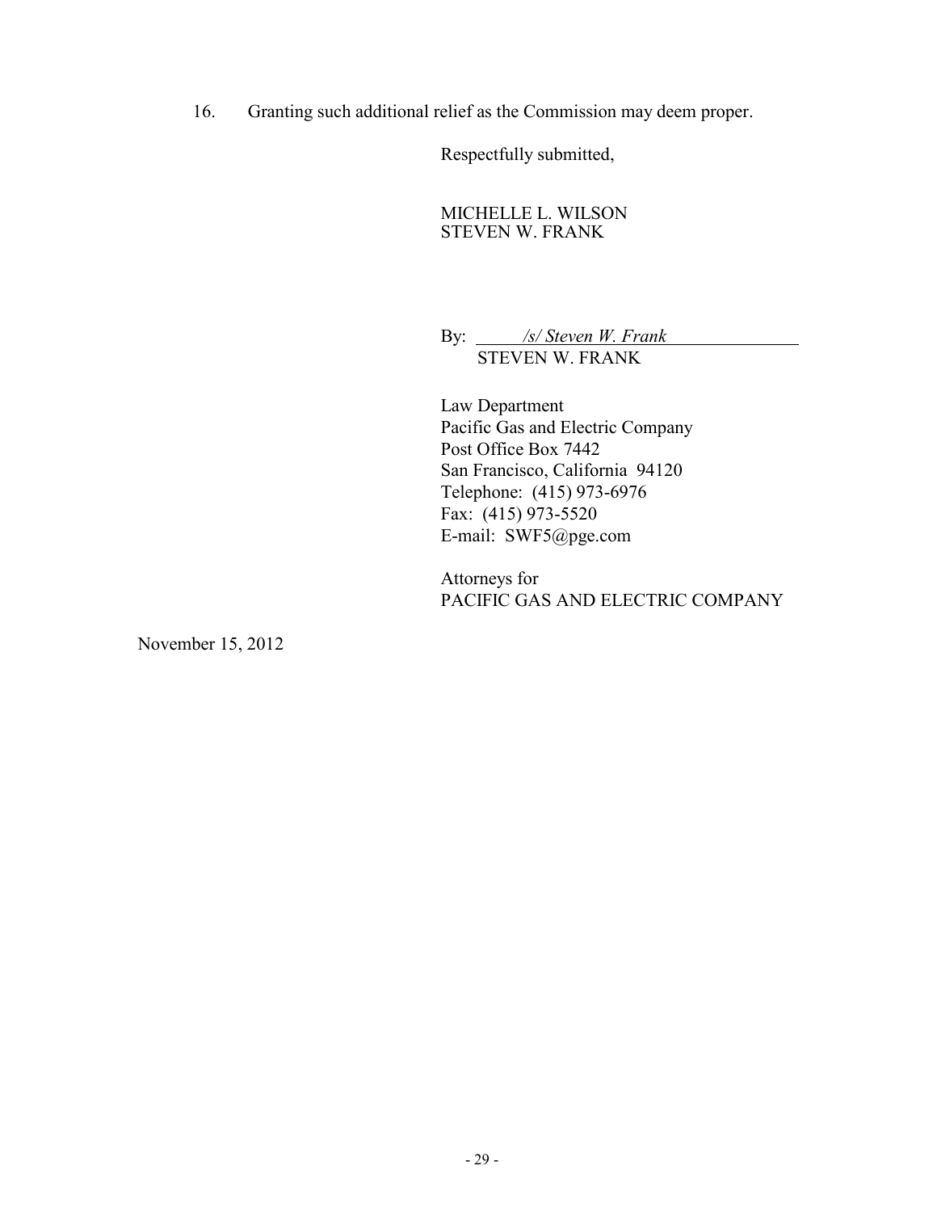16. Granting such additional relief as the Commission may deem proper.

Respectfully submitted,

MICHELLE L. WILSON
STEVEN W. FRANK

By: *\/s\/ Steven W. Frank*
STEVEN W. FRANK

Law Department
Pacific Gas and Electric Company
Post Office Box 7442
San Francisco, California 94120
Telephone: (415) 973-6976
Fax: (415) 973-5520
E-mail: SWF5@pge.com

Attorneys for
PACIFIC GAS AND ELECTRIC COMPANY

November 15, 2012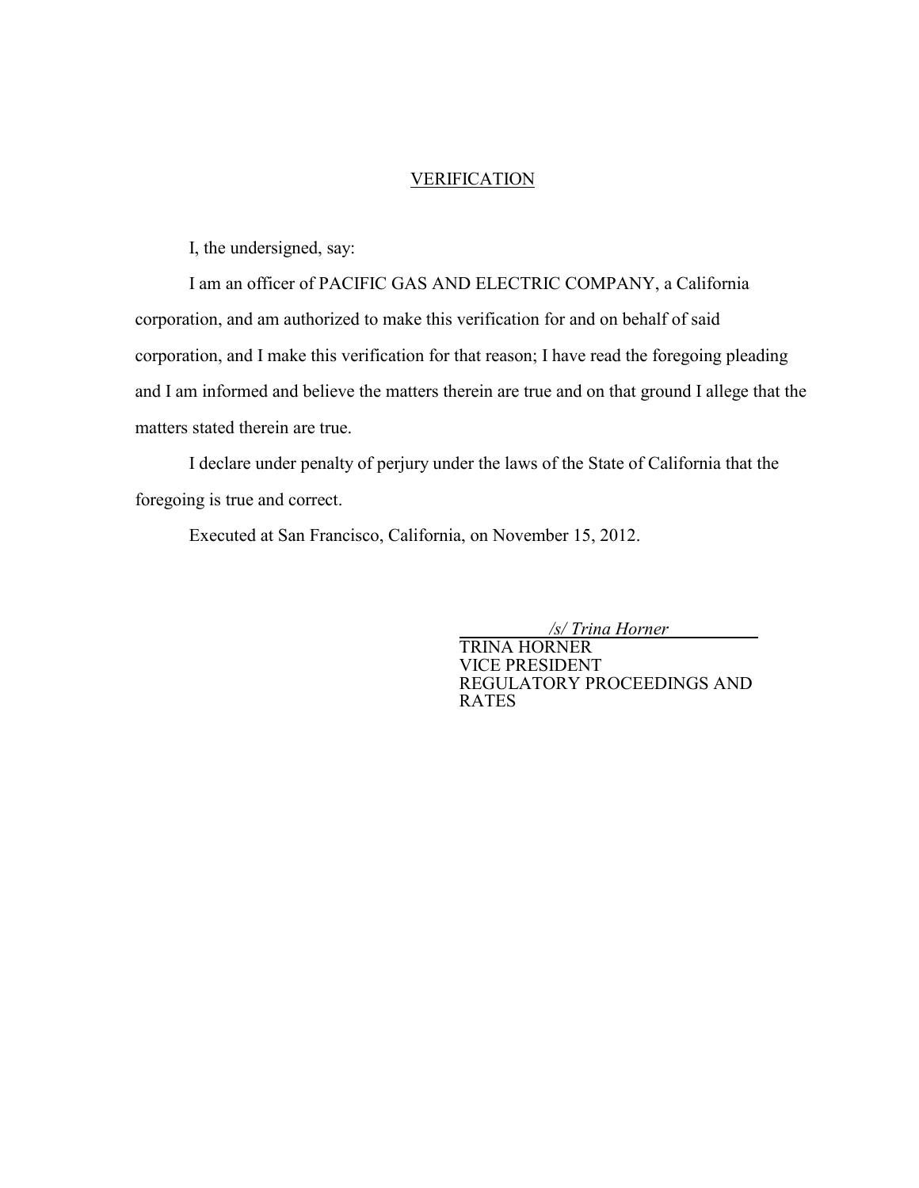## VERIFICATION

I, the undersigned, say:

I am an officer of PACIFIC GAS AND ELECTRIC COMPANY, a California corporation, and am authorized to make this verification for and on behalf of said corporation, and I make this verification for that reason; I have read the foregoing pleading and I am informed and believe the matters therein are true and on that ground I allege that the matters stated therein are true.

I declare under penalty of perjury under the laws of the State of California that the foregoing is true and correct.

Executed at San Francisco, California, on November 15, 2012.

*/s/ Trina Horner*
TRINA HORNER
VICE PRESIDENT
REGULATORY PROCEEDINGS AND RATES